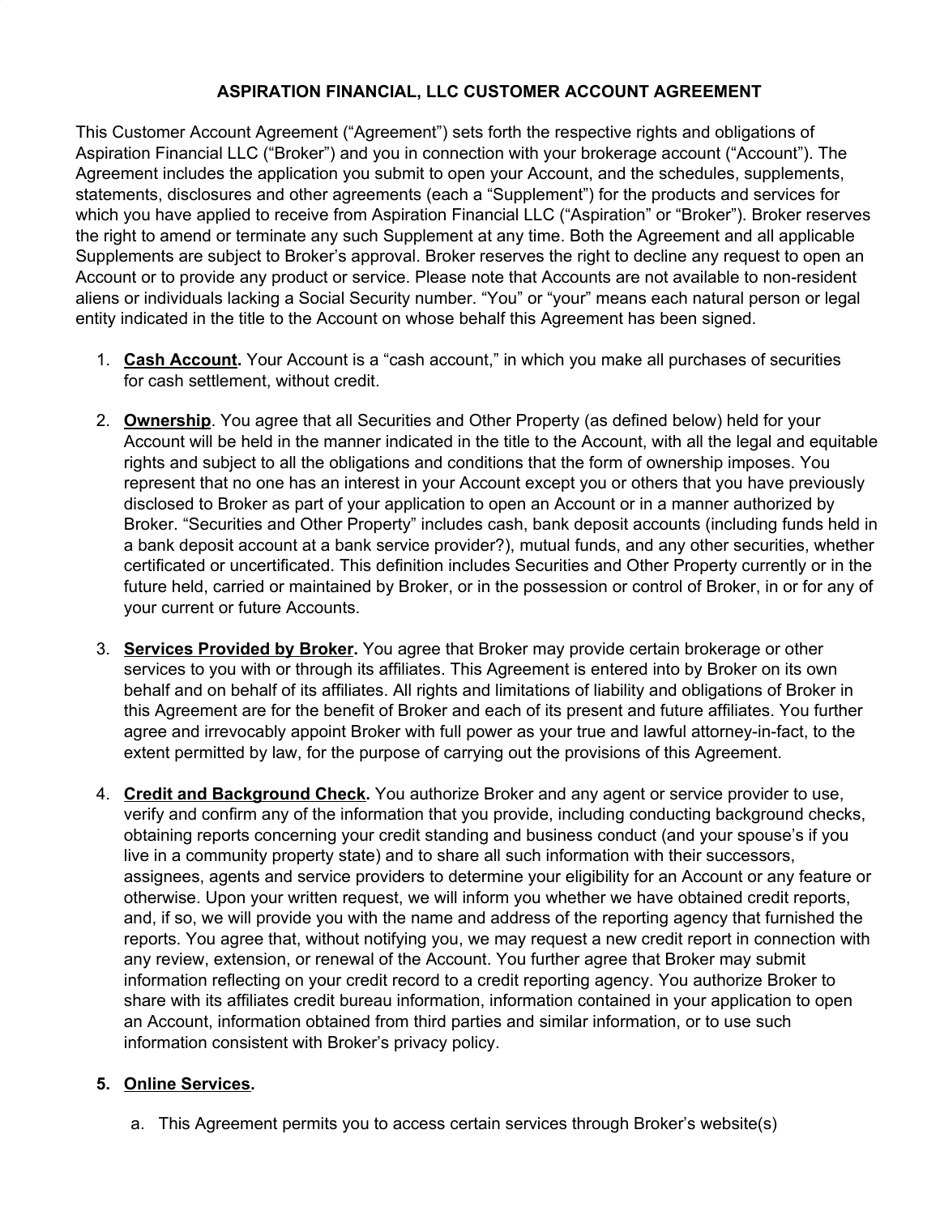**ASPIRATION FINANCIAL, LLC CUSTOMER ACCOUNT AGREEMENT**

This Customer Account Agreement ("Agreement") sets forth the respective rights and obligations of Aspiration Financial LLC ("Broker") and you in connection with your brokerage account ("Account"). The Agreement includes the application you submit to open your Account, and the schedules, supplements, statements, disclosures and other agreements (each a "Supplement") for the products and services for which you have applied to receive from Aspiration Financial LLC ("Aspiration" or "Broker"). Broker reserves the right to amend or terminate any such Supplement at any time. Both the Agreement and all applicable Supplements are subject to Broker's approval. Broker reserves the right to decline any request to open an Account or to provide any product or service. Please note that Accounts are not available to non-resident aliens or individuals lacking a Social Security number. "You" or "your" means each natural person or legal entity indicated in the title to the Account on whose behalf this Agreement has been signed.

1. **Cash Account.** Your Account is a "cash account," in which you make all purchases of securities for cash settlement, without credit.

2. **Ownership**. You agree that all Securities and Other Property (as defined below) held for your Account will be held in the manner indicated in the title to the Account, with all the legal and equitable rights and subject to all the obligations and conditions that the form of ownership imposes. You represent that no one has an interest in your Account except you or others that you have previously disclosed to Broker as part of your application to open an Account or in a manner authorized by Broker. "Securities and Other Property" includes cash, bank deposit accounts (including funds held in a bank deposit account at a bank service provider?), mutual funds, and any other securities, whether certificated or uncertificated. This definition includes Securities and Other Property currently or in the future held, carried or maintained by Broker, or in the possession or control of Broker, in or for any of your current or future Accounts.

3. **Services Provided by Broker.** You agree that Broker may provide certain brokerage or other services to you with or through its affiliates. This Agreement is entered into by Broker on its own behalf and on behalf of its affiliates. All rights and limitations of liability and obligations of Broker in this Agreement are for the benefit of Broker and each of its present and future affiliates. You further agree and irrevocably appoint Broker with full power as your true and lawful attorney-in-fact, to the extent permitted by law, for the purpose of carrying out the provisions of this Agreement.

4. **Credit and Background Check.** You authorize Broker and any agent or service provider to use, verify and confirm any of the information that you provide, including conducting background checks, obtaining reports concerning your credit standing and business conduct (and your spouse's if you live in a community property state) and to share all such information with their successors, assignees, agents and service providers to determine your eligibility for an Account or any feature or otherwise. Upon your written request, we will inform you whether we have obtained credit reports, and, if so, we will provide you with the name and address of the reporting agency that furnished the reports. You agree that, without notifying you, we may request a new credit report in connection with any review, extension, or renewal of the Account. You further agree that Broker may submit information reflecting on your credit record to a credit reporting agency. You authorize Broker to share with its affiliates credit bureau information, information contained in your application to open an Account, information obtained from third parties and similar information, or to use such information consistent with Broker's privacy policy.

5. **Online Services.**

   a. This Agreement permits you to access certain services through Broker's website(s)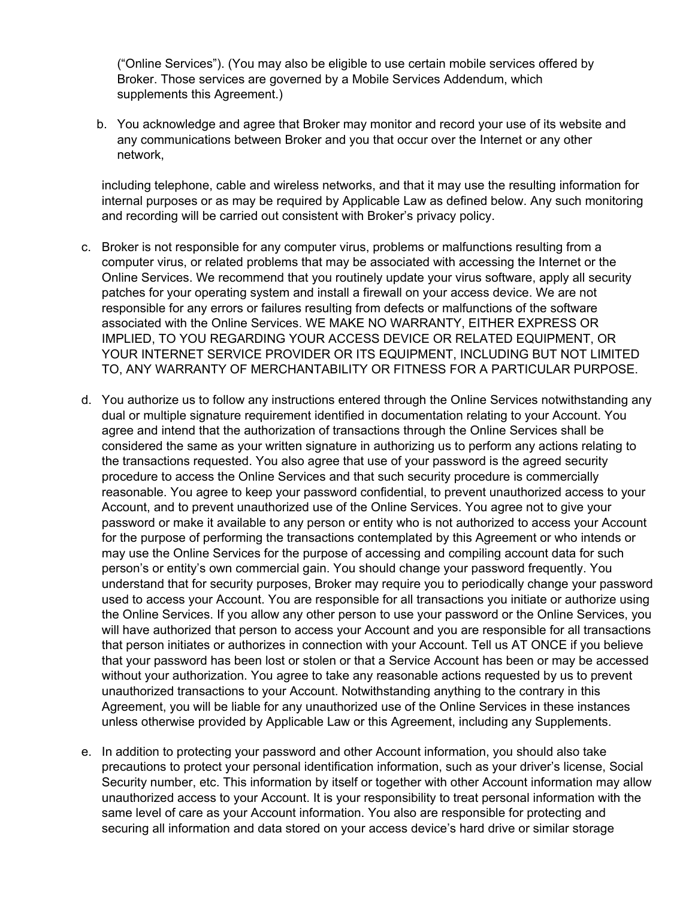("Online Services"). (You may also be eligible to use certain mobile services offered by Broker. Those services are governed by a Mobile Services Addendum, which supplements this Agreement.)

b. You acknowledge and agree that Broker may monitor and record your use of its website and any communications between Broker and you that occur over the Internet or any other network,

including telephone, cable and wireless networks, and that it may use the resulting information for internal purposes or as may be required by Applicable Law as defined below. Any such monitoring and recording will be carried out consistent with Broker's privacy policy.

c. Broker is not responsible for any computer virus, problems or malfunctions resulting from a computer virus, or related problems that may be associated with accessing the Internet or the Online Services. We recommend that you routinely update your virus software, apply all security patches for your operating system and install a firewall on your access device. We are not responsible for any errors or failures resulting from defects or malfunctions of the software associated with the Online Services. WE MAKE NO WARRANTY, EITHER EXPRESS OR IMPLIED, TO YOU REGARDING YOUR ACCESS DEVICE OR RELATED EQUIPMENT, OR YOUR INTERNET SERVICE PROVIDER OR ITS EQUIPMENT, INCLUDING BUT NOT LIMITED TO, ANY WARRANTY OF MERCHANTABILITY OR FITNESS FOR A PARTICULAR PURPOSE.

d. You authorize us to follow any instructions entered through the Online Services notwithstanding any dual or multiple signature requirement identified in documentation relating to your Account. You agree and intend that the authorization of transactions through the Online Services shall be considered the same as your written signature in authorizing us to perform any actions relating to the transactions requested. You also agree that use of your password is the agreed security procedure to access the Online Services and that such security procedure is commercially reasonable. You agree to keep your password confidential, to prevent unauthorized access to your Account, and to prevent unauthorized use of the Online Services. You agree not to give your password or make it available to any person or entity who is not authorized to access your Account for the purpose of performing the transactions contemplated by this Agreement or who intends or may use the Online Services for the purpose of accessing and compiling account data for such person's or entity's own commercial gain. You should change your password frequently. You understand that for security purposes, Broker may require you to periodically change your password used to access your Account. You are responsible for all transactions you initiate or authorize using the Online Services. If you allow any other person to use your password or the Online Services, you will have authorized that person to access your Account and you are responsible for all transactions that person initiates or authorizes in connection with your Account. Tell us AT ONCE if you believe that your password has been lost or stolen or that a Service Account has been or may be accessed without your authorization. You agree to take any reasonable actions requested by us to prevent unauthorized transactions to your Account. Notwithstanding anything to the contrary in this Agreement, you will be liable for any unauthorized use of the Online Services in these instances unless otherwise provided by Applicable Law or this Agreement, including any Supplements.

e. In addition to protecting your password and other Account information, you should also take precautions to protect your personal identification information, such as your driver's license, Social Security number, etc. This information by itself or together with other Account information may allow unauthorized access to your Account. It is your responsibility to treat personal information with the same level of care as your Account information. You also are responsible for protecting and securing all information and data stored on your access device's hard drive or similar storage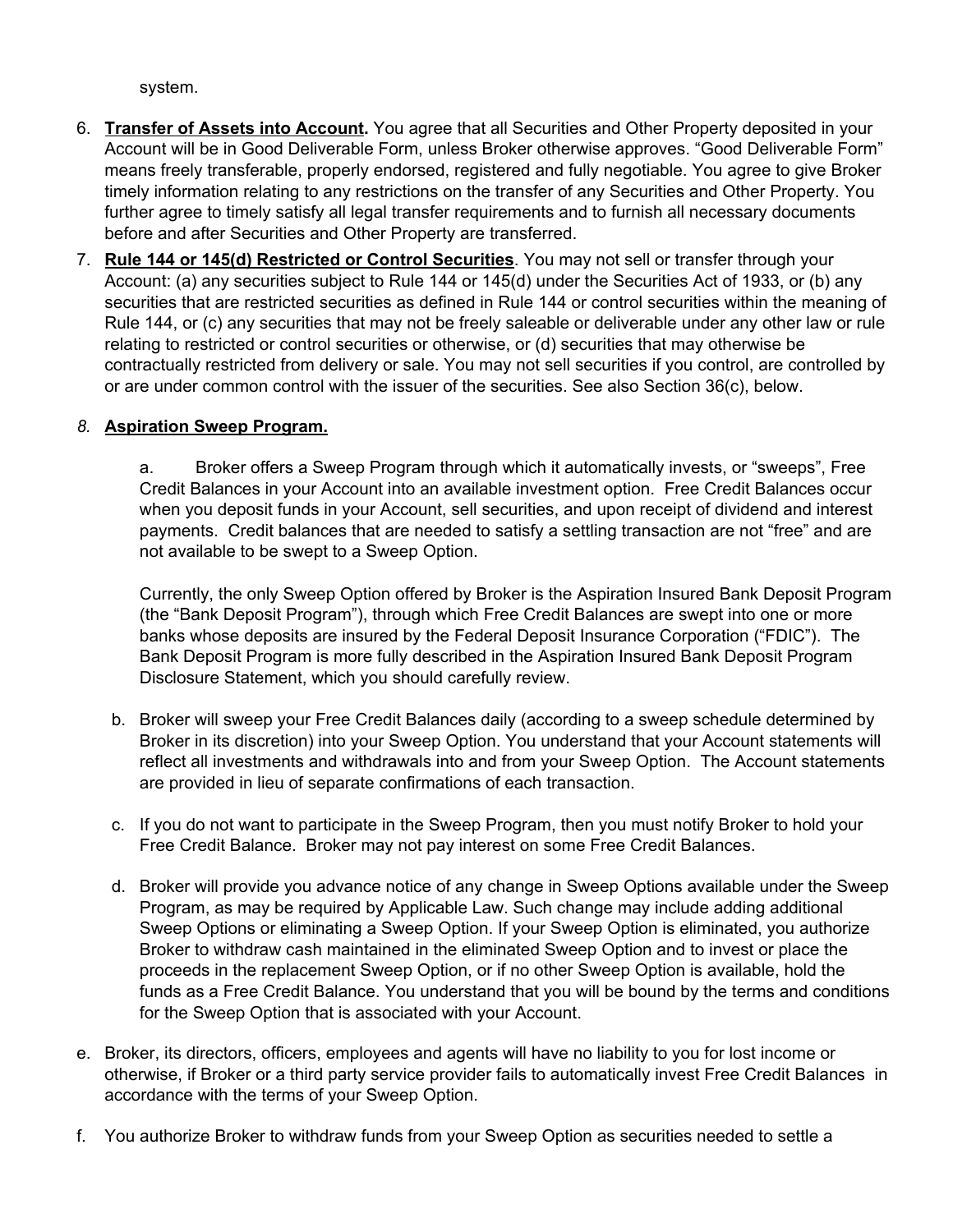system.

6. **Transfer of Assets into Account.** You agree that all Securities and Other Property deposited in your Account will be in Good Deliverable Form, unless Broker otherwise approves. "Good Deliverable Form" means freely transferable, properly endorsed, registered and fully negotiable. You agree to give Broker timely information relating to any restrictions on the transfer of any Securities and Other Property. You further agree to timely satisfy all legal transfer requirements and to furnish all necessary documents before and after Securities and Other Property are transferred.

7. **Rule 144 or 145(d) Restricted or Control Securities**. You may not sell or transfer through your Account: (a) any securities subject to Rule 144 or 145(d) under the Securities Act of 1933, or (b) any securities that are restricted securities as defined in Rule 144 or control securities within the meaning of Rule 144, or (c) any securities that may not be freely saleable or deliverable under any other law or rule relating to restricted or control securities or otherwise, or (d) securities that may otherwise be contractually restricted from delivery or sale. You may not sell securities if you control, are controlled by or are under common control with the issuer of the securities. See also Section 36(c), below.

8. **Aspiration Sweep Program.**

   a. Broker offers a Sweep Program through which it automatically invests, or "sweeps", Free Credit Balances in your Account into an available investment option. Free Credit Balances occur when you deposit funds in your Account, sell securities, and upon receipt of dividend and interest payments. Credit balances that are needed to satisfy a settling transaction are not "free" and are not available to be swept to a Sweep Option.

   Currently, the only Sweep Option offered by Broker is the Aspiration Insured Bank Deposit Program (the "Bank Deposit Program"), through which Free Credit Balances are swept into one or more banks whose deposits are insured by the Federal Deposit Insurance Corporation ("FDIC"). The Bank Deposit Program is more fully described in the Aspiration Insured Bank Deposit Program Disclosure Statement, which you should carefully review.

   b. Broker will sweep your Free Credit Balances daily (according to a sweep schedule determined by Broker in its discretion) into your Sweep Option. You understand that your Account statements will reflect all investments and withdrawals into and from your Sweep Option. The Account statements are provided in lieu of separate confirmations of each transaction.

   c. If you do not want to participate in the Sweep Program, then you must notify Broker to hold your Free Credit Balance. Broker may not pay interest on some Free Credit Balances.

   d. Broker will provide you advance notice of any change in Sweep Options available under the Sweep Program, as may be required by Applicable Law. Such change may include adding additional Sweep Options or eliminating a Sweep Option. If your Sweep Option is eliminated, you authorize Broker to withdraw cash maintained in the eliminated Sweep Option and to invest or place the proceeds in the replacement Sweep Option, or if no other Sweep Option is available, hold the funds as a Free Credit Balance. You understand that you will be bound by the terms and conditions for the Sweep Option that is associated with your Account.

   e. Broker, its directors, officers, employees and agents will have no liability to you for lost income or otherwise, if Broker or a third party service provider fails to automatically invest Free Credit Balances in accordance with the terms of your Sweep Option.

   f. You authorize Broker to withdraw funds from your Sweep Option as securities needed to settle a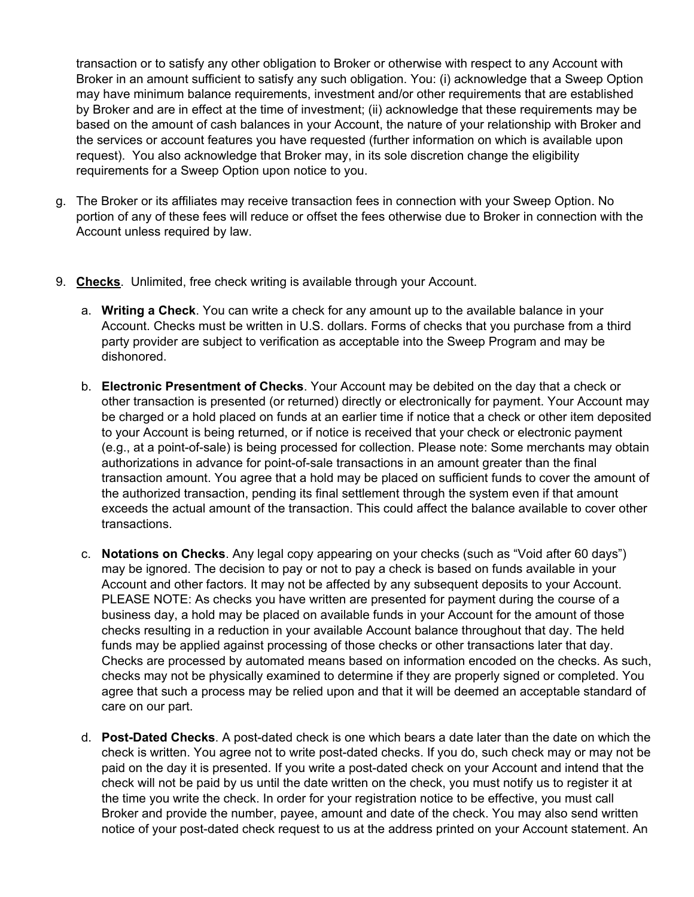transaction or to satisfy any other obligation to Broker or otherwise with respect to any Account with Broker in an amount sufficient to satisfy any such obligation. You: (i) acknowledge that a Sweep Option may have minimum balance requirements, investment and/or other requirements that are established by Broker and are in effect at the time of investment; (ii) acknowledge that these requirements may be based on the amount of cash balances in your Account, the nature of your relationship with Broker and the services or account features you have requested (further information on which is available upon request). You also acknowledge that Broker may, in its sole discretion change the eligibility requirements for a Sweep Option upon notice to you.

g. The Broker or its affiliates may receive transaction fees in connection with your Sweep Option. No portion of any of these fees will reduce or offset the fees otherwise due to Broker in connection with the Account unless required by law.

9. **Checks**. Unlimited, free check writing is available through your Account.

   a. **Writing a Check**. You can write a check for any amount up to the available balance in your Account. Checks must be written in U.S. dollars. Forms of checks that you purchase from a third party provider are subject to verification as acceptable into the Sweep Program and may be dishonored.

   b. **Electronic Presentment of Checks**. Your Account may be debited on the day that a check or other transaction is presented (or returned) directly or electronically for payment. Your Account may be charged or a hold placed on funds at an earlier time if notice that a check or other item deposited to your Account is being returned, or if notice is received that your check or electronic payment (e.g., at a point-of-sale) is being processed for collection. Please note: Some merchants may obtain authorizations in advance for point-of-sale transactions in an amount greater than the final transaction amount. You agree that a hold may be placed on sufficient funds to cover the amount of the authorized transaction, pending its final settlement through the system even if that amount exceeds the actual amount of the transaction. This could affect the balance available to cover other transactions.

   c. **Notations on Checks**. Any legal copy appearing on your checks (such as "Void after 60 days") may be ignored. The decision to pay or not to pay a check is based on funds available in your Account and other factors. It may not be affected by any subsequent deposits to your Account. PLEASE NOTE: As checks you have written are presented for payment during the course of a business day, a hold may be placed on available funds in your Account for the amount of those checks resulting in a reduction in your available Account balance throughout that day. The held funds may be applied against processing of those checks or other transactions later that day. Checks are processed by automated means based on information encoded on the checks. As such, checks may not be physically examined to determine if they are properly signed or completed. You agree that such a process may be relied upon and that it will be deemed an acceptable standard of care on our part.

   d. **Post-Dated Checks**. A post-dated check is one which bears a date later than the date on which the check is written. You agree not to write post-dated checks. If you do, such check may or may not be paid on the day it is presented. If you write a post-dated check on your Account and intend that the check will not be paid by us until the date written on the check, you must notify us to register it at the time you write the check. In order for your registration notice to be effective, you must call Broker and provide the number, payee, amount and date of the check. You may also send written notice of your post-dated check request to us at the address printed on your Account statement. An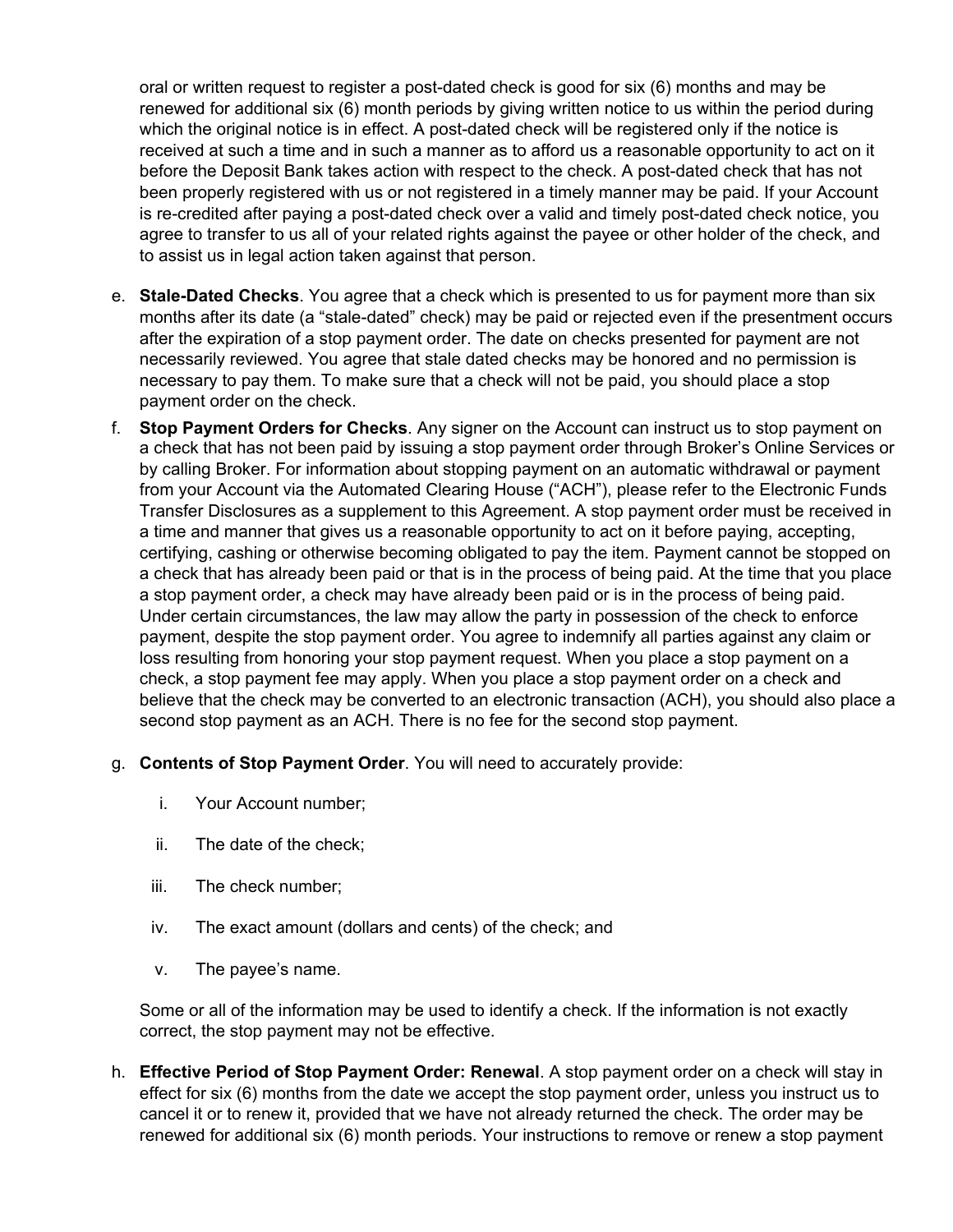oral or written request to register a post-dated check is good for six (6) months and may be renewed for additional six (6) month periods by giving written notice to us within the period during which the original notice is in effect. A post-dated check will be registered only if the notice is received at such a time and in such a manner as to afford us a reasonable opportunity to act on it before the Deposit Bank takes action with respect to the check. A post-dated check that has not been properly registered with us or not registered in a timely manner may be paid. If your Account is re-credited after paying a post-dated check over a valid and timely post-dated check notice, you agree to transfer to us all of your related rights against the payee or other holder of the check, and to assist us in legal action taken against that person.

e. **Stale-Dated Checks**. You agree that a check which is presented to us for payment more than six months after its date (a "stale-dated" check) may be paid or rejected even if the presentment occurs after the expiration of a stop payment order. The date on checks presented for payment are not necessarily reviewed. You agree that stale dated checks may be honored and no permission is necessary to pay them. To make sure that a check will not be paid, you should place a stop payment order on the check.

f. **Stop Payment Orders for Checks**. Any signer on the Account can instruct us to stop payment on a check that has not been paid by issuing a stop payment order through Broker's Online Services or by calling Broker. For information about stopping payment on an automatic withdrawal or payment from your Account via the Automated Clearing House ("ACH"), please refer to the Electronic Funds Transfer Disclosures as a supplement to this Agreement. A stop payment order must be received in a time and manner that gives us a reasonable opportunity to act on it before paying, accepting, certifying, cashing or otherwise becoming obligated to pay the item. Payment cannot be stopped on a check that has already been paid or that is in the process of being paid. At the time that you place a stop payment order, a check may have already been paid or is in the process of being paid. Under certain circumstances, the law may allow the party in possession of the check to enforce payment, despite the stop payment order. You agree to indemnify all parties against any claim or loss resulting from honoring your stop payment request. When you place a stop payment on a check, a stop payment fee may apply. When you place a stop payment order on a check and believe that the check may be converted to an electronic transaction (ACH), you should also place a second stop payment as an ACH. There is no fee for the second stop payment.

g. **Contents of Stop Payment Order**. You will need to accurately provide:

   i. Your Account number;

   ii. The date of the check;

   iii. The check number;

   iv. The exact amount (dollars and cents) of the check; and

   v. The payee's name.

   Some or all of the information may be used to identify a check. If the information is not exactly correct, the stop payment may not be effective.

h. **Effective Period of Stop Payment Order: Renewal**. A stop payment order on a check will stay in effect for six (6) months from the date we accept the stop payment order, unless you instruct us to cancel it or to renew it, provided that we have not already returned the check. The order may be renewed for additional six (6) month periods. Your instructions to remove or renew a stop payment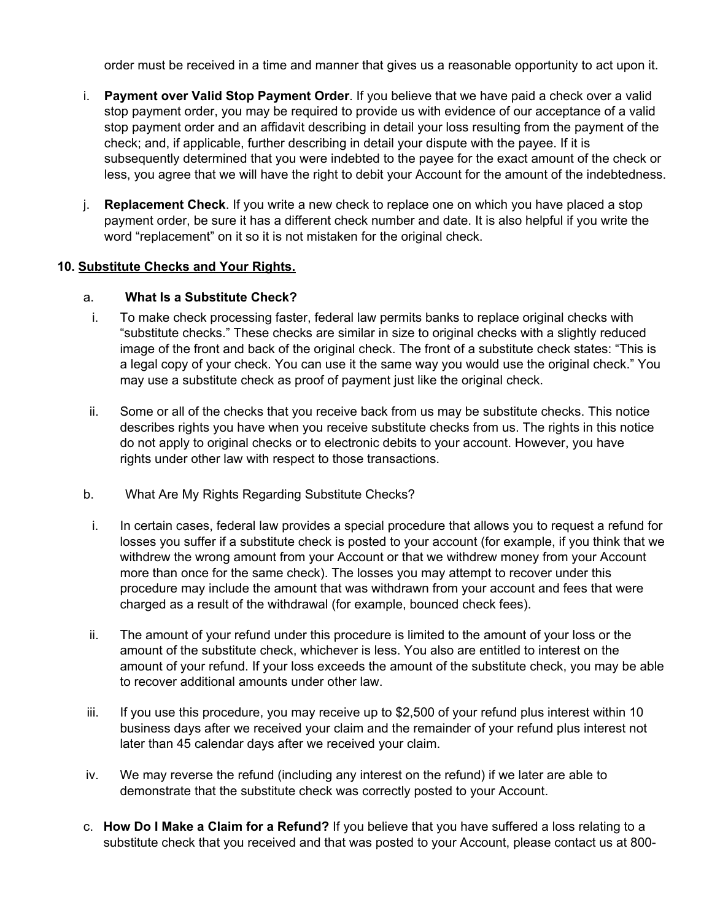order must be received in a time and manner that gives us a reasonable opportunity to act upon it.

i. **Payment over Valid Stop Payment Order**. If you believe that we have paid a check over a valid stop payment order, you may be required to provide us with evidence of our acceptance of a valid stop payment order and an affidavit describing in detail your loss resulting from the payment of the check; and, if applicable, further describing in detail your dispute with the payee. If it is subsequently determined that you were indebted to the payee for the exact amount of the check or less, you agree that we will have the right to debit your Account for the amount of the indebtedness.

j. **Replacement Check**. If you write a new check to replace one on which you have placed a stop payment order, be sure it has a different check number and date. It is also helpful if you write the word "replacement" on it so it is not mistaken for the original check.

**10. Substitute Checks and Your Rights.**

a. **What Is a Substitute Check?**

i. To make check processing faster, federal law permits banks to replace original checks with "substitute checks." These checks are similar in size to original checks with a slightly reduced image of the front and back of the original check. The front of a substitute check states: "This is a legal copy of your check. You can use it the same way you would use the original check." You may use a substitute check as proof of payment just like the original check.

ii. Some or all of the checks that you receive back from us may be substitute checks. This notice describes rights you have when you receive substitute checks from us. The rights in this notice do not apply to original checks or to electronic debits to your account. However, you have rights under other law with respect to those transactions.

b. What Are My Rights Regarding Substitute Checks?

i. In certain cases, federal law provides a special procedure that allows you to request a refund for losses you suffer if a substitute check is posted to your account (for example, if you think that we withdrew the wrong amount from your Account or that we withdrew money from your Account more than once for the same check). The losses you may attempt to recover under this procedure may include the amount that was withdrawn from your account and fees that were charged as a result of the withdrawal (for example, bounced check fees).

ii. The amount of your refund under this procedure is limited to the amount of your loss or the amount of the substitute check, whichever is less. You also are entitled to interest on the amount of your refund. If your loss exceeds the amount of the substitute check, you may be able to recover additional amounts under other law.

iii. If you use this procedure, you may receive up to $2,500 of your refund plus interest within 10 business days after we received your claim and the remainder of your refund plus interest not later than 45 calendar days after we received your claim.

iv. We may reverse the refund (including any interest on the refund) if we later are able to demonstrate that the substitute check was correctly posted to your Account.

c. **How Do I Make a Claim for a Refund?** If you believe that you have suffered a loss relating to a substitute check that you received and that was posted to your Account, please contact us at 800-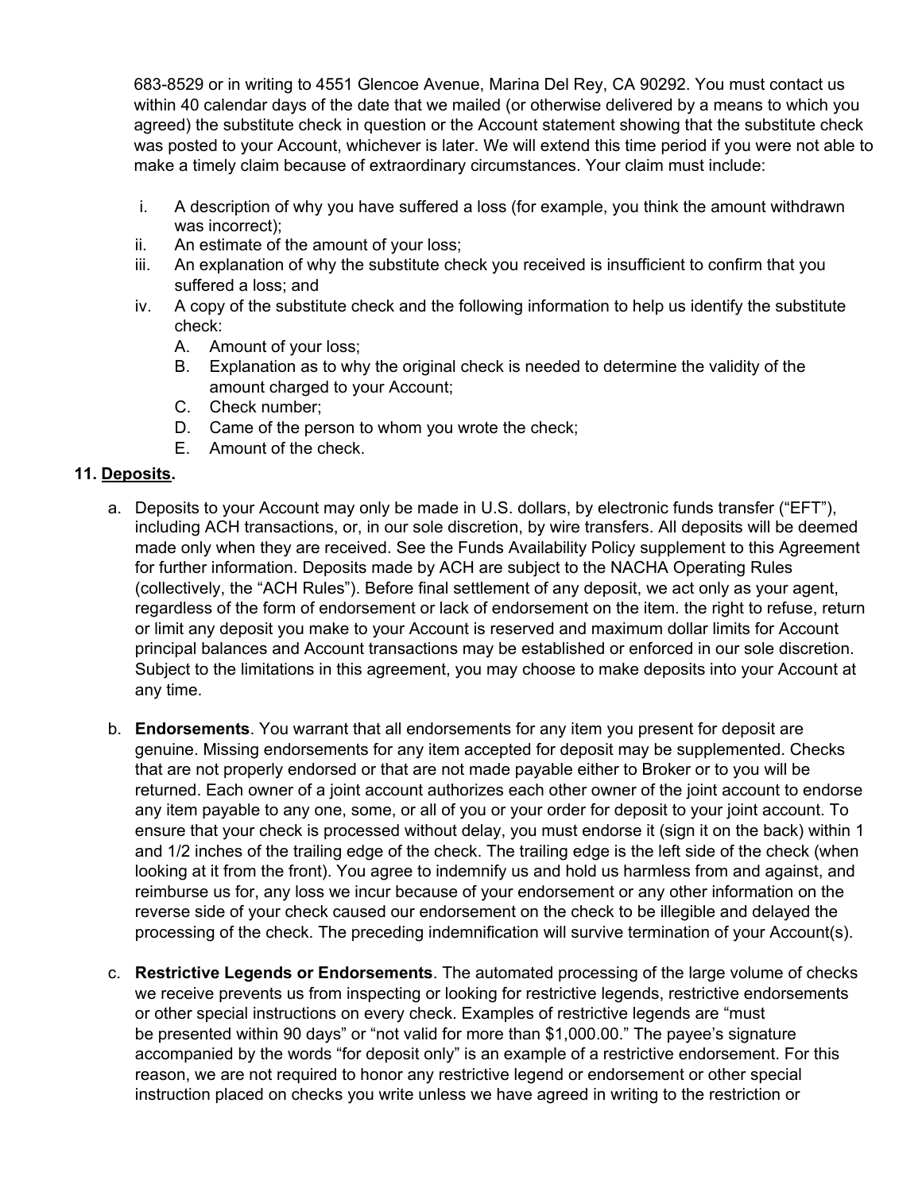683-8529 or in writing to 4551 Glencoe Avenue, Marina Del Rey, CA 90292. You must contact us within 40 calendar days of the date that we mailed (or otherwise delivered by a means to which you agreed) the substitute check in question or the Account statement showing that the substitute check was posted to your Account, whichever is later. We will extend this time period if you were not able to make a timely claim because of extraordinary circumstances. Your claim must include:

i. A description of why you have suffered a loss (for example, you think the amount withdrawn was incorrect);
ii. An estimate of the amount of your loss;
iii. An explanation of why the substitute check you received is insufficient to confirm that you suffered a loss; and
iv. A copy of the substitute check and the following information to help us identify the substitute check:
   A. Amount of your loss;
   B. Explanation as to why the original check is needed to determine the validity of the amount charged to your Account;
   C. Check number;
   D. Came of the person to whom you wrote the check;
   E. Amount of the check.

**11. Deposits.**

a. Deposits to your Account may only be made in U.S. dollars, by electronic funds transfer ("EFT"), including ACH transactions, or, in our sole discretion, by wire transfers. All deposits will be deemed made only when they are received. See the Funds Availability Policy supplement to this Agreement for further information. Deposits made by ACH are subject to the NACHA Operating Rules (collectively, the "ACH Rules"). Before final settlement of any deposit, we act only as your agent, regardless of the form of endorsement or lack of endorsement on the item. the right to refuse, return or limit any deposit you make to your Account is reserved and maximum dollar limits for Account principal balances and Account transactions may be established or enforced in our sole discretion. Subject to the limitations in this agreement, you may choose to make deposits into your Account at any time.

b. **Endorsements**. You warrant that all endorsements for any item you present for deposit are genuine. Missing endorsements for any item accepted for deposit may be supplemented. Checks that are not properly endorsed or that are not made payable either to Broker or to you will be returned. Each owner of a joint account authorizes each other owner of the joint account to endorse any item payable to any one, some, or all of you or your order for deposit to your joint account. To ensure that your check is processed without delay, you must endorse it (sign it on the back) within 1 and 1/2 inches of the trailing edge of the check. The trailing edge is the left side of the check (when looking at it from the front). You agree to indemnify us and hold us harmless from and against, and reimburse us for, any loss we incur because of your endorsement or any other information on the reverse side of your check caused our endorsement on the check to be illegible and delayed the processing of the check. The preceding indemnification will survive termination of your Account(s).

c. **Restrictive Legends or Endorsements**. The automated processing of the large volume of checks we receive prevents us from inspecting or looking for restrictive legends, restrictive endorsements or other special instructions on every check. Examples of restrictive legends are "must be presented within 90 days" or "not valid for more than $1,000.00." The payee's signature accompanied by the words "for deposit only" is an example of a restrictive endorsement. For this reason, we are not required to honor any restrictive legend or endorsement or other special instruction placed on checks you write unless we have agreed in writing to the restriction or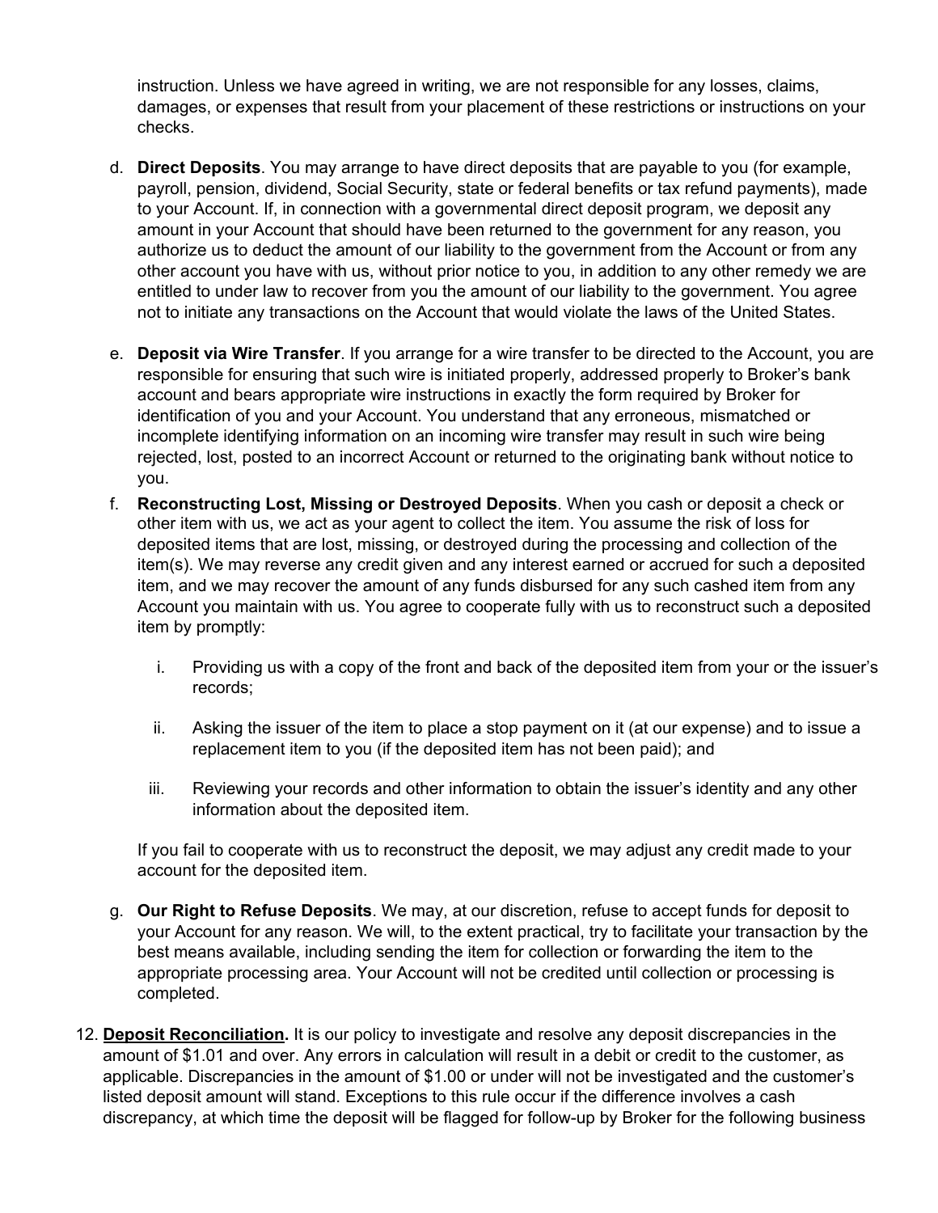instruction. Unless we have agreed in writing, we are not responsible for any losses, claims, damages, or expenses that result from your placement of these restrictions or instructions on your checks.

d. **Direct Deposits**. You may arrange to have direct deposits that are payable to you (for example, payroll, pension, dividend, Social Security, state or federal benefits or tax refund payments), made to your Account. If, in connection with a governmental direct deposit program, we deposit any amount in your Account that should have been returned to the government for any reason, you authorize us to deduct the amount of our liability to the government from the Account or from any other account you have with us, without prior notice to you, in addition to any other remedy we are entitled to under law to recover from you the amount of our liability to the government. You agree not to initiate any transactions on the Account that would violate the laws of the United States.

e. **Deposit via Wire Transfer**. If you arrange for a wire transfer to be directed to the Account, you are responsible for ensuring that such wire is initiated properly, addressed properly to Broker's bank account and bears appropriate wire instructions in exactly the form required by Broker for identification of you and your Account. You understand that any erroneous, mismatched or incomplete identifying information on an incoming wire transfer may result in such wire being rejected, lost, posted to an incorrect Account or returned to the originating bank without notice to you.

f. **Reconstructing Lost, Missing or Destroyed Deposits**. When you cash or deposit a check or other item with us, we act as your agent to collect the item. You assume the risk of loss for deposited items that are lost, missing, or destroyed during the processing and collection of the item(s). We may reverse any credit given and any interest earned or accrued for such a deposited item, and we may recover the amount of any funds disbursed for any such cashed item from any Account you maintain with us. You agree to cooperate fully with us to reconstruct such a deposited item by promptly:

   i. Providing us with a copy of the front and back of the deposited item from your or the issuer's records;

   ii. Asking the issuer of the item to place a stop payment on it (at our expense) and to issue a replacement item to you (if the deposited item has not been paid); and

   iii. Reviewing your records and other information to obtain the issuer's identity and any other information about the deposited item.

   If you fail to cooperate with us to reconstruct the deposit, we may adjust any credit made to your account for the deposited item.

g. **Our Right to Refuse Deposits**. We may, at our discretion, refuse to accept funds for deposit to your Account for any reason. We will, to the extent practical, try to facilitate your transaction by the best means available, including sending the item for collection or forwarding the item to the appropriate processing area. Your Account will not be credited until collection or processing is completed.

12. **Deposit Reconciliation.** It is our policy to investigate and resolve any deposit discrepancies in the amount of $1.01 and over. Any errors in calculation will result in a debit or credit to the customer, as applicable. Discrepancies in the amount of $1.00 or under will not be investigated and the customer's listed deposit amount will stand. Exceptions to this rule occur if the difference involves a cash discrepancy, at which time the deposit will be flagged for follow-up by Broker for the following business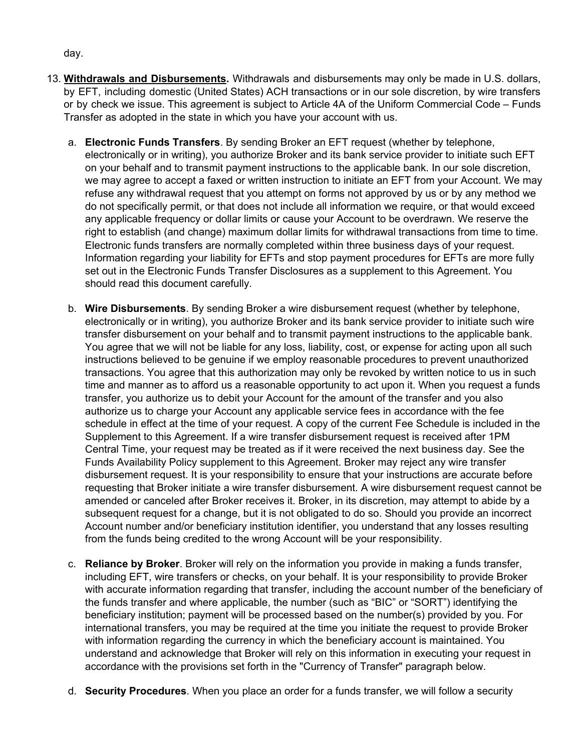day.

13. **Withdrawals and Disbursements.** Withdrawals and disbursements may only be made in U.S. dollars, by EFT, including domestic (United States) ACH transactions or in our sole discretion, by wire transfers or by check we issue. This agreement is subject to Article 4A of the Uniform Commercial Code – Funds Transfer as adopted in the state in which you have your account with us.

    a. **Electronic Funds Transfers**. By sending Broker an EFT request (whether by telephone, electronically or in writing), you authorize Broker and its bank service provider to initiate such EFT on your behalf and to transmit payment instructions to the applicable bank. In our sole discretion, we may agree to accept a faxed or written instruction to initiate an EFT from your Account. We may refuse any withdrawal request that you attempt on forms not approved by us or by any method we do not specifically permit, or that does not include all information we require, or that would exceed any applicable frequency or dollar limits or cause your Account to be overdrawn. We reserve the right to establish (and change) maximum dollar limits for withdrawal transactions from time to time. Electronic funds transfers are normally completed within three business days of your request. Information regarding your liability for EFTs and stop payment procedures for EFTs are more fully set out in the Electronic Funds Transfer Disclosures as a supplement to this Agreement. You should read this document carefully.

    b. **Wire Disbursements**. By sending Broker a wire disbursement request (whether by telephone, electronically or in writing), you authorize Broker and its bank service provider to initiate such wire transfer disbursement on your behalf and to transmit payment instructions to the applicable bank. You agree that we will not be liable for any loss, liability, cost, or expense for acting upon all such instructions believed to be genuine if we employ reasonable procedures to prevent unauthorized transactions. You agree that this authorization may only be revoked by written notice to us in such time and manner as to afford us a reasonable opportunity to act upon it. When you request a funds transfer, you authorize us to debit your Account for the amount of the transfer and you also authorize us to charge your Account any applicable service fees in accordance with the fee schedule in effect at the time of your request. A copy of the current Fee Schedule is included in the Supplement to this Agreement. If a wire transfer disbursement request is received after 1PM Central Time, your request may be treated as if it were received the next business day. See the Funds Availability Policy supplement to this Agreement. Broker may reject any wire transfer disbursement request. It is your responsibility to ensure that your instructions are accurate before requesting that Broker initiate a wire transfer disbursement. A wire disbursement request cannot be amended or canceled after Broker receives it. Broker, in its discretion, may attempt to abide by a subsequent request for a change, but it is not obligated to do so. Should you provide an incorrect Account number and/or beneficiary institution identifier, you understand that any losses resulting from the funds being credited to the wrong Account will be your responsibility.

    c. **Reliance by Broker**. Broker will rely on the information you provide in making a funds transfer, including EFT, wire transfers or checks, on your behalf. It is your responsibility to provide Broker with accurate information regarding that transfer, including the account number of the beneficiary of the funds transfer and where applicable, the number (such as "BIC" or "SORT") identifying the beneficiary institution; payment will be processed based on the number(s) provided by you. For international transfers, you may be required at the time you initiate the request to provide Broker with information regarding the currency in which the beneficiary account is maintained. You understand and acknowledge that Broker will rely on this information in executing your request in accordance with the provisions set forth in the "Currency of Transfer" paragraph below.

    d. **Security Procedures**. When you place an order for a funds transfer, we will follow a security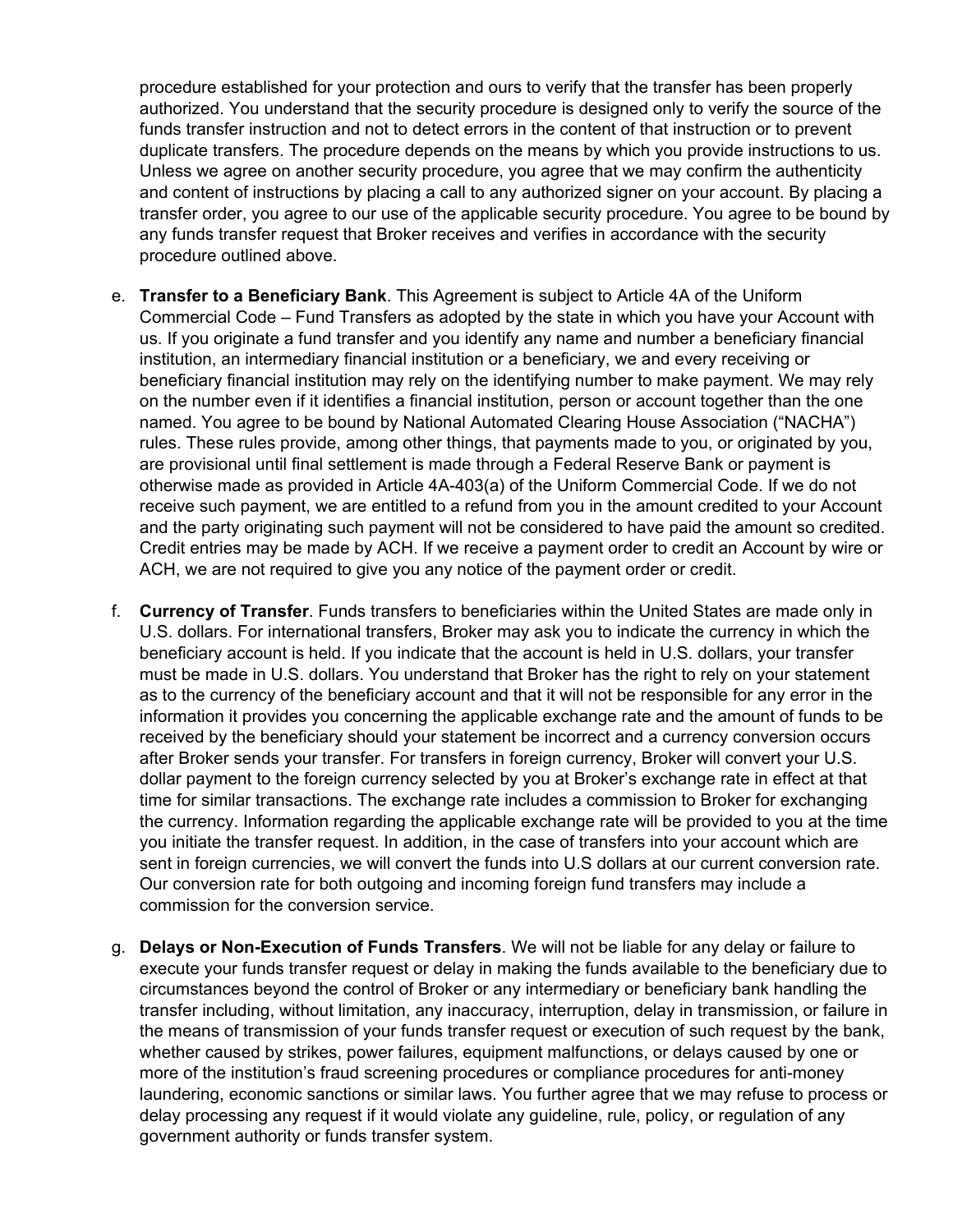procedure established for your protection and ours to verify that the transfer has been properly authorized. You understand that the security procedure is designed only to verify the source of the funds transfer instruction and not to detect errors in the content of that instruction or to prevent duplicate transfers. The procedure depends on the means by which you provide instructions to us. Unless we agree on another security procedure, you agree that we may confirm the authenticity and content of instructions by placing a call to any authorized signer on your account. By placing a transfer order, you agree to our use of the applicable security procedure. You agree to be bound by any funds transfer request that Broker receives and verifies in accordance with the security procedure outlined above.

e. **Transfer to a Beneficiary Bank**. This Agreement is subject to Article 4A of the Uniform Commercial Code – Fund Transfers as adopted by the state in which you have your Account with us. If you originate a fund transfer and you identify any name and number a beneficiary financial institution, an intermediary financial institution or a beneficiary, we and every receiving or beneficiary financial institution may rely on the identifying number to make payment. We may rely on the number even if it identifies a financial institution, person or account together than the one named. You agree to be bound by National Automated Clearing House Association ("NACHA") rules. These rules provide, among other things, that payments made to you, or originated by you, are provisional until final settlement is made through a Federal Reserve Bank or payment is otherwise made as provided in Article 4A-403(a) of the Uniform Commercial Code. If we do not receive such payment, we are entitled to a refund from you in the amount credited to your Account and the party originating such payment will not be considered to have paid the amount so credited. Credit entries may be made by ACH. If we receive a payment order to credit an Account by wire or ACH, we are not required to give you any notice of the payment order or credit.

f. **Currency of Transfer**. Funds transfers to beneficiaries within the United States are made only in U.S. dollars. For international transfers, Broker may ask you to indicate the currency in which the beneficiary account is held. If you indicate that the account is held in U.S. dollars, your transfer must be made in U.S. dollars. You understand that Broker has the right to rely on your statement as to the currency of the beneficiary account and that it will not be responsible for any error in the information it provides you concerning the applicable exchange rate and the amount of funds to be received by the beneficiary should your statement be incorrect and a currency conversion occurs after Broker sends your transfer. For transfers in foreign currency, Broker will convert your U.S. dollar payment to the foreign currency selected by you at Broker's exchange rate in effect at that time for similar transactions. The exchange rate includes a commission to Broker for exchanging the currency. Information regarding the applicable exchange rate will be provided to you at the time you initiate the transfer request. In addition, in the case of transfers into your account which are sent in foreign currencies, we will convert the funds into U.S dollars at our current conversion rate. Our conversion rate for both outgoing and incoming foreign fund transfers may include a commission for the conversion service.

g. **Delays or Non-Execution of Funds Transfers**. We will not be liable for any delay or failure to execute your funds transfer request or delay in making the funds available to the beneficiary due to circumstances beyond the control of Broker or any intermediary or beneficiary bank handling the transfer including, without limitation, any inaccuracy, interruption, delay in transmission, or failure in the means of transmission of your funds transfer request or execution of such request by the bank, whether caused by strikes, power failures, equipment malfunctions, or delays caused by one or more of the institution's fraud screening procedures or compliance procedures for anti-money laundering, economic sanctions or similar laws. You further agree that we may refuse to process or delay processing any request if it would violate any guideline, rule, policy, or regulation of any government authority or funds transfer system.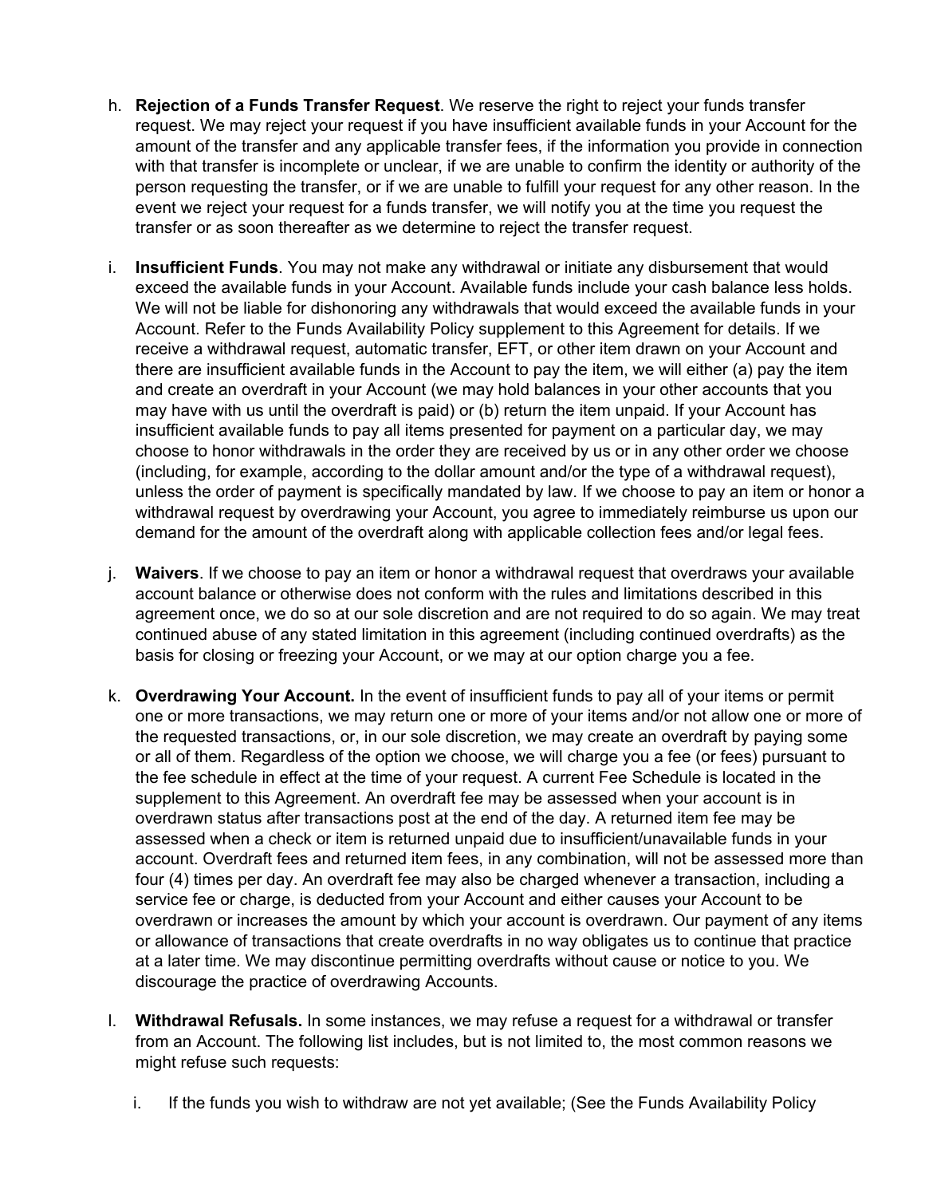h. **Rejection of a Funds Transfer Request**. We reserve the right to reject your funds transfer request. We may reject your request if you have insufficient available funds in your Account for the amount of the transfer and any applicable transfer fees, if the information you provide in connection with that transfer is incomplete or unclear, if we are unable to confirm the identity or authority of the person requesting the transfer, or if we are unable to fulfill your request for any other reason. In the event we reject your request for a funds transfer, we will notify you at the time you request the transfer or as soon thereafter as we determine to reject the transfer request.

i. **Insufficient Funds**. You may not make any withdrawal or initiate any disbursement that would exceed the available funds in your Account. Available funds include your cash balance less holds. We will not be liable for dishonoring any withdrawals that would exceed the available funds in your Account. Refer to the Funds Availability Policy supplement to this Agreement for details. If we receive a withdrawal request, automatic transfer, EFT, or other item drawn on your Account and there are insufficient available funds in the Account to pay the item, we will either (a) pay the item and create an overdraft in your Account (we may hold balances in your other accounts that you may have with us until the overdraft is paid) or (b) return the item unpaid. If your Account has insufficient available funds to pay all items presented for payment on a particular day, we may choose to honor withdrawals in the order they are received by us or in any other order we choose (including, for example, according to the dollar amount and/or the type of a withdrawal request), unless the order of payment is specifically mandated by law. If we choose to pay an item or honor a withdrawal request by overdrawing your Account, you agree to immediately reimburse us upon our demand for the amount of the overdraft along with applicable collection fees and/or legal fees.

j. **Waivers**. If we choose to pay an item or honor a withdrawal request that overdraws your available account balance or otherwise does not conform with the rules and limitations described in this agreement once, we do so at our sole discretion and are not required to do so again. We may treat continued abuse of any stated limitation in this agreement (including continued overdrafts) as the basis for closing or freezing your Account, or we may at our option charge you a fee.

k. **Overdrawing Your Account.** In the event of insufficient funds to pay all of your items or permit one or more transactions, we may return one or more of your items and/or not allow one or more of the requested transactions, or, in our sole discretion, we may create an overdraft by paying some or all of them. Regardless of the option we choose, we will charge you a fee (or fees) pursuant to the fee schedule in effect at the time of your request. A current Fee Schedule is located in the supplement to this Agreement. An overdraft fee may be assessed when your account is in overdrawn status after transactions post at the end of the day. A returned item fee may be assessed when a check or item is returned unpaid due to insufficient/unavailable funds in your account. Overdraft fees and returned item fees, in any combination, will not be assessed more than four (4) times per day. An overdraft fee may also be charged whenever a transaction, including a service fee or charge, is deducted from your Account and either causes your Account to be overdrawn or increases the amount by which your account is overdrawn. Our payment of any items or allowance of transactions that create overdrafts in no way obligates us to continue that practice at a later time. We may discontinue permitting overdrafts without cause or notice to you. We discourage the practice of overdrawing Accounts.

l. **Withdrawal Refusals.** In some instances, we may refuse a request for a withdrawal or transfer from an Account. The following list includes, but is not limited to, the most common reasons we might refuse such requests:

   i. If the funds you wish to withdraw are not yet available; (See the Funds Availability Policy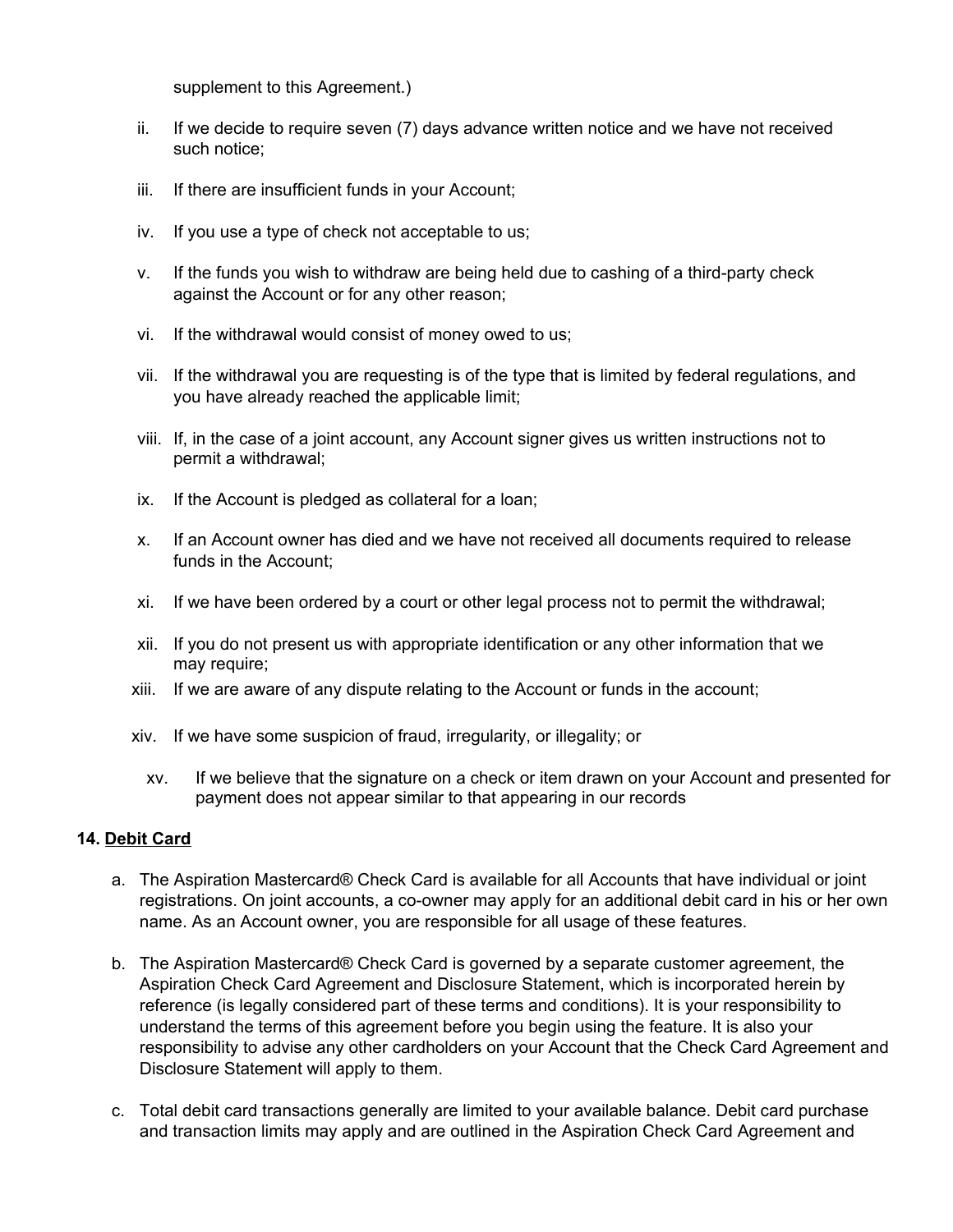supplement to this Agreement.)

ii. If we decide to require seven (7) days advance written notice and we have not received such notice;

iii. If there are insufficient funds in your Account;

iv. If you use a type of check not acceptable to us;

v. If the funds you wish to withdraw are being held due to cashing of a third-party check against the Account or for any other reason;

vi. If the withdrawal would consist of money owed to us;

vii. If the withdrawal you are requesting is of the type that is limited by federal regulations, and you have already reached the applicable limit;

viii. If, in the case of a joint account, any Account signer gives us written instructions not to permit a withdrawal;

ix. If the Account is pledged as collateral for a loan;

x. If an Account owner has died and we have not received all documents required to release funds in the Account;

xi. If we have been ordered by a court or other legal process not to permit the withdrawal;

xii. If you do not present us with appropriate identification or any other information that we may require;

xiii. If we are aware of any dispute relating to the Account or funds in the account;

xiv. If we have some suspicion of fraud, irregularity, or illegality; or

xv. If we believe that the signature on a check or item drawn on your Account and presented for payment does not appear similar to that appearing in our records

**14. Debit Card**

a. The Aspiration Mastercard® Check Card is available for all Accounts that have individual or joint registrations. On joint accounts, a co-owner may apply for an additional debit card in his or her own name. As an Account owner, you are responsible for all usage of these features.

b. The Aspiration Mastercard® Check Card is governed by a separate customer agreement, the Aspiration Check Card Agreement and Disclosure Statement, which is incorporated herein by reference (is legally considered part of these terms and conditions). It is your responsibility to understand the terms of this agreement before you begin using the feature. It is also your responsibility to advise any other cardholders on your Account that the Check Card Agreement and Disclosure Statement will apply to them.

c. Total debit card transactions generally are limited to your available balance. Debit card purchase and transaction limits may apply and are outlined in the Aspiration Check Card Agreement and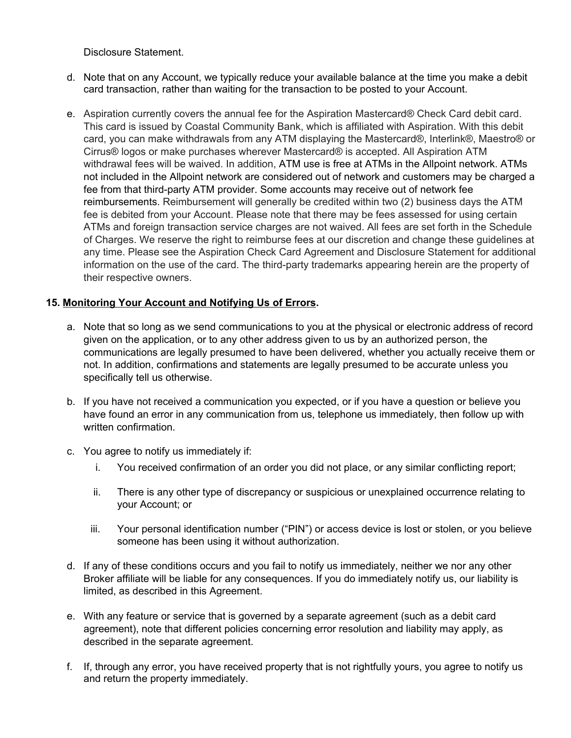Disclosure Statement.

d. Note that on any Account, we typically reduce your available balance at the time you make a debit card transaction, rather than waiting for the transaction to be posted to your Account.

e. Aspiration currently covers the annual fee for the Aspiration Mastercard® Check Card debit card. This card is issued by Coastal Community Bank, which is affiliated with Aspiration. With this debit card, you can make withdrawals from any ATM displaying the Mastercard®, Interlink®, Maestro® or Cirrus® logos or make purchases wherever Mastercard® is accepted. All Aspiration ATM withdrawal fees will be waived. In addition, ATM use is free at ATMs in the Allpoint network. ATMs not included in the Allpoint network are considered out of network and customers may be charged a fee from that third-party ATM provider. Some accounts may receive out of network fee reimbursements. Reimbursement will generally be credited within two (2) business days the ATM fee is debited from your Account. Please note that there may be fees assessed for using certain ATMs and foreign transaction service charges are not waived. All fees are set forth in the Schedule of Charges. We reserve the right to reimburse fees at our discretion and change these guidelines at any time. Please see the Aspiration Check Card Agreement and Disclosure Statement for additional information on the use of the card. The third-party trademarks appearing herein are the property of their respective owners.

**15. Monitoring Your Account and Notifying Us of Errors.**

a. Note that so long as we send communications to you at the physical or electronic address of record given on the application, or to any other address given to us by an authorized person, the communications are legally presumed to have been delivered, whether you actually receive them or not. In addition, confirmations and statements are legally presumed to be accurate unless you specifically tell us otherwise.

b. If you have not received a communication you expected, or if you have a question or believe you have found an error in any communication from us, telephone us immediately, then follow up with written confirmation.

c. You agree to notify us immediately if:

   i. You received confirmation of an order you did not place, or any similar conflicting report;

   ii. There is any other type of discrepancy or suspicious or unexplained occurrence relating to your Account; or

   iii. Your personal identification number ("PIN") or access device is lost or stolen, or you believe someone has been using it without authorization.

d. If any of these conditions occurs and you fail to notify us immediately, neither we nor any other Broker affiliate will be liable for any consequences. If you do immediately notify us, our liability is limited, as described in this Agreement.

e. With any feature or service that is governed by a separate agreement (such as a debit card agreement), note that different policies concerning error resolution and liability may apply, as described in the separate agreement.

f. If, through any error, you have received property that is not rightfully yours, you agree to notify us and return the property immediately.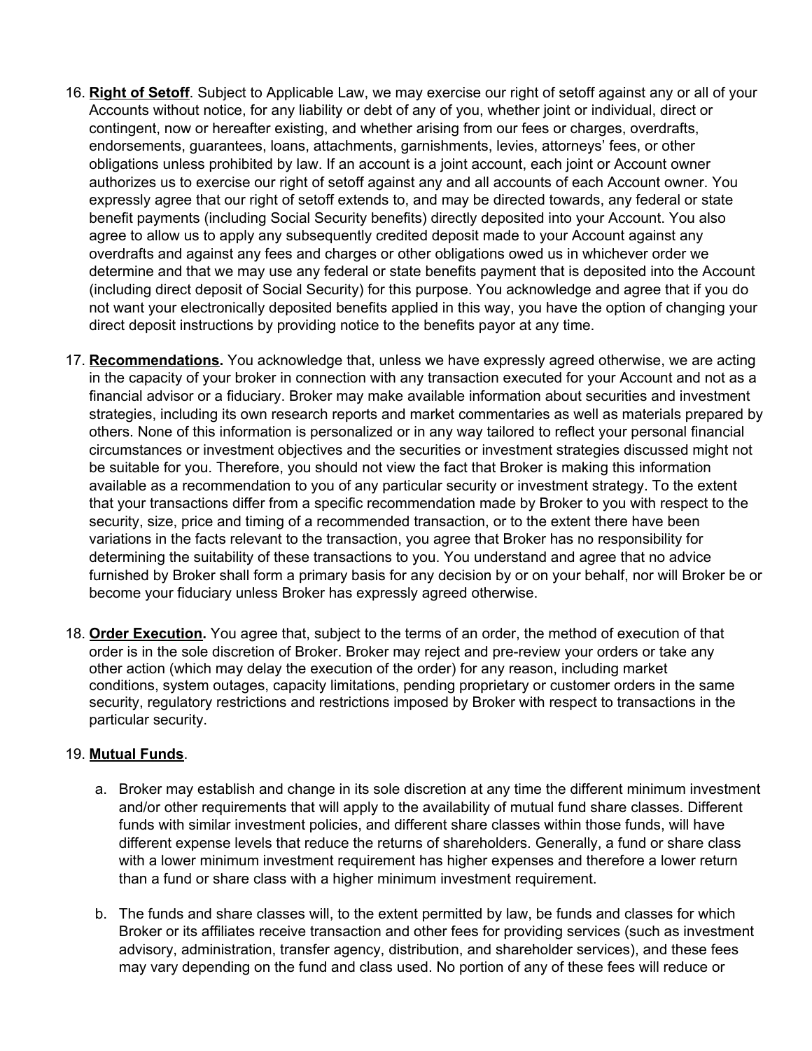16. **Right of Setoff**. Subject to Applicable Law, we may exercise our right of setoff against any or all of your Accounts without notice, for any liability or debt of any of you, whether joint or individual, direct or contingent, now or hereafter existing, and whether arising from our fees or charges, overdrafts, endorsements, guarantees, loans, attachments, garnishments, levies, attorneys' fees, or other obligations unless prohibited by law. If an account is a joint account, each joint or Account owner authorizes us to exercise our right of setoff against any and all accounts of each Account owner. You expressly agree that our right of setoff extends to, and may be directed towards, any federal or state benefit payments (including Social Security benefits) directly deposited into your Account. You also agree to allow us to apply any subsequently credited deposit made to your Account against any overdrafts and against any fees and charges or other obligations owed us in whichever order we determine and that we may use any federal or state benefits payment that is deposited into the Account (including direct deposit of Social Security) for this purpose. You acknowledge and agree that if you do not want your electronically deposited benefits applied in this way, you have the option of changing your direct deposit instructions by providing notice to the benefits payor at any time.

17. **Recommendations.** You acknowledge that, unless we have expressly agreed otherwise, we are acting in the capacity of your broker in connection with any transaction executed for your Account and not as a financial advisor or a fiduciary. Broker may make available information about securities and investment strategies, including its own research reports and market commentaries as well as materials prepared by others. None of this information is personalized or in any way tailored to reflect your personal financial circumstances or investment objectives and the securities or investment strategies discussed might not be suitable for you. Therefore, you should not view the fact that Broker is making this information available as a recommendation to you of any particular security or investment strategy. To the extent that your transactions differ from a specific recommendation made by Broker to you with respect to the security, size, price and timing of a recommended transaction, or to the extent there have been variations in the facts relevant to the transaction, you agree that Broker has no responsibility for determining the suitability of these transactions to you. You understand and agree that no advice furnished by Broker shall form a primary basis for any decision by or on your behalf, nor will Broker be or become your fiduciary unless Broker has expressly agreed otherwise.

18. **Order Execution.** You agree that, subject to the terms of an order, the method of execution of that order is in the sole discretion of Broker. Broker may reject and pre-review your orders or take any other action (which may delay the execution of the order) for any reason, including market conditions, system outages, capacity limitations, pending proprietary or customer orders in the same security, regulatory restrictions and restrictions imposed by Broker with respect to transactions in the particular security.

19. **Mutual Funds**.

    a. Broker may establish and change in its sole discretion at any time the different minimum investment and/or other requirements that will apply to the availability of mutual fund share classes. Different funds with similar investment policies, and different share classes within those funds, will have different expense levels that reduce the returns of shareholders. Generally, a fund or share class with a lower minimum investment requirement has higher expenses and therefore a lower return than a fund or share class with a higher minimum investment requirement.

    b. The funds and share classes will, to the extent permitted by law, be funds and classes for which Broker or its affiliates receive transaction and other fees for providing services (such as investment advisory, administration, transfer agency, distribution, and shareholder services), and these fees may vary depending on the fund and class used. No portion of any of these fees will reduce or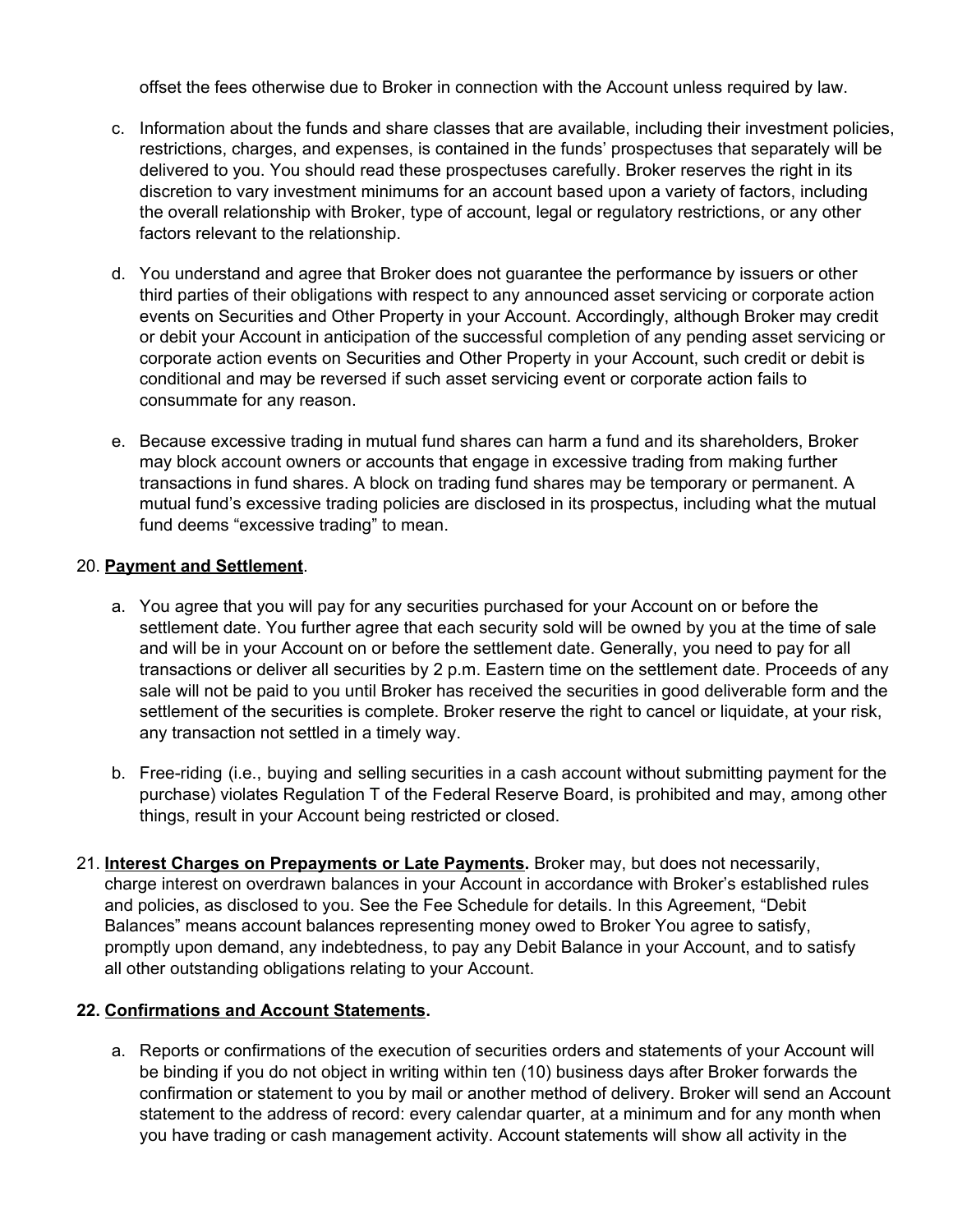offset the fees otherwise due to Broker in connection with the Account unless required by law.

c. Information about the funds and share classes that are available, including their investment policies, restrictions, charges, and expenses, is contained in the funds' prospectuses that separately will be delivered to you. You should read these prospectuses carefully. Broker reserves the right in its discretion to vary investment minimums for an account based upon a variety of factors, including the overall relationship with Broker, type of account, legal or regulatory restrictions, or any other factors relevant to the relationship.

d. You understand and agree that Broker does not guarantee the performance by issuers or other third parties of their obligations with respect to any announced asset servicing or corporate action events on Securities and Other Property in your Account. Accordingly, although Broker may credit or debit your Account in anticipation of the successful completion of any pending asset servicing or corporate action events on Securities and Other Property in your Account, such credit or debit is conditional and may be reversed if such asset servicing event or corporate action fails to consummate for any reason.

e. Because excessive trading in mutual fund shares can harm a fund and its shareholders, Broker may block account owners or accounts that engage in excessive trading from making further transactions in fund shares. A block on trading fund shares may be temporary or permanent. A mutual fund's excessive trading policies are disclosed in its prospectus, including what the mutual fund deems "excessive trading" to mean.

20. **Payment and Settlement**.

a. You agree that you will pay for any securities purchased for your Account on or before the settlement date. You further agree that each security sold will be owned by you at the time of sale and will be in your Account on or before the settlement date. Generally, you need to pay for all transactions or deliver all securities by 2 p.m. Eastern time on the settlement date. Proceeds of any sale will not be paid to you until Broker has received the securities in good deliverable form and the settlement of the securities is complete. Broker reserve the right to cancel or liquidate, at your risk, any transaction not settled in a timely way.

b. Free-riding (i.e., buying and selling securities in a cash account without submitting payment for the purchase) violates Regulation T of the Federal Reserve Board, is prohibited and may, among other things, result in your Account being restricted or closed.

21. **Interest Charges on Prepayments or Late Payments.** Broker may, but does not necessarily, charge interest on overdrawn balances in your Account in accordance with Broker's established rules and policies, as disclosed to you. See the Fee Schedule for details. In this Agreement, "Debit Balances" means account balances representing money owed to Broker You agree to satisfy, promptly upon demand, any indebtedness, to pay any Debit Balance in your Account, and to satisfy all other outstanding obligations relating to your Account.

**22. Confirmations and Account Statements.**

a. Reports or confirmations of the execution of securities orders and statements of your Account will be binding if you do not object in writing within ten (10) business days after Broker forwards the confirmation or statement to you by mail or another method of delivery. Broker will send an Account statement to the address of record: every calendar quarter, at a minimum and for any month when you have trading or cash management activity. Account statements will show all activity in the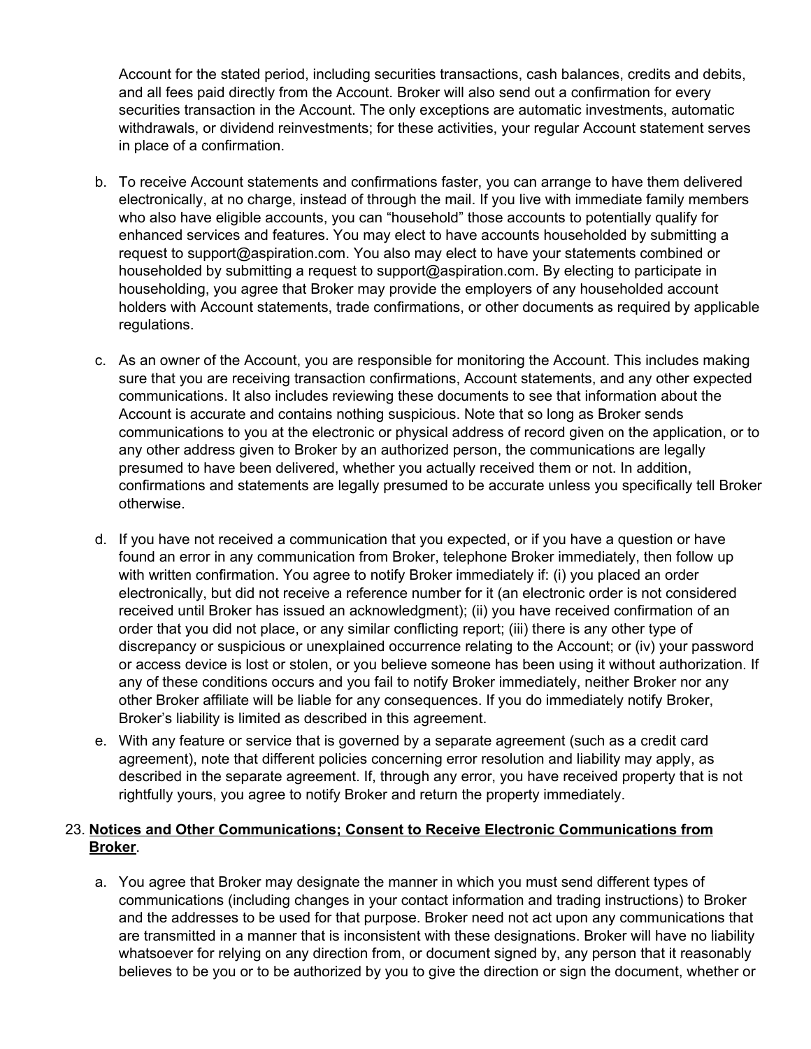Account for the stated period, including securities transactions, cash balances, credits and debits, and all fees paid directly from the Account. Broker will also send out a confirmation for every securities transaction in the Account. The only exceptions are automatic investments, automatic withdrawals, or dividend reinvestments; for these activities, your regular Account statement serves in place of a confirmation.

b. To receive Account statements and confirmations faster, you can arrange to have them delivered electronically, at no charge, instead of through the mail. If you live with immediate family members who also have eligible accounts, you can "household" those accounts to potentially qualify for enhanced services and features. You may elect to have accounts householded by submitting a request to support@aspiration.com. You also may elect to have your statements combined or householded by submitting a request to support@aspiration.com. By electing to participate in householding, you agree that Broker may provide the employers of any householded account holders with Account statements, trade confirmations, or other documents as required by applicable regulations.

c. As an owner of the Account, you are responsible for monitoring the Account. This includes making sure that you are receiving transaction confirmations, Account statements, and any other expected communications. It also includes reviewing these documents to see that information about the Account is accurate and contains nothing suspicious. Note that so long as Broker sends communications to you at the electronic or physical address of record given on the application, or to any other address given to Broker by an authorized person, the communications are legally presumed to have been delivered, whether you actually received them or not. In addition, confirmations and statements are legally presumed to be accurate unless you specifically tell Broker otherwise.

d. If you have not received a communication that you expected, or if you have a question or have found an error in any communication from Broker, telephone Broker immediately, then follow up with written confirmation. You agree to notify Broker immediately if: (i) you placed an order electronically, but did not receive a reference number for it (an electronic order is not considered received until Broker has issued an acknowledgment); (ii) you have received confirmation of an order that you did not place, or any similar conflicting report; (iii) there is any other type of discrepancy or suspicious or unexplained occurrence relating to the Account; or (iv) your password or access device is lost or stolen, or you believe someone has been using it without authorization. If any of these conditions occurs and you fail to notify Broker immediately, neither Broker nor any other Broker affiliate will be liable for any consequences. If you do immediately notify Broker, Broker's liability is limited as described in this agreement.

e. With any feature or service that is governed by a separate agreement (such as a credit card agreement), note that different policies concerning error resolution and liability may apply, as described in the separate agreement. If, through any error, you have received property that is not rightfully yours, you agree to notify Broker and return the property immediately.

23. **<u>Notices and Other Communications; Consent to Receive Electronic Communications from Broker</u>**.

a. You agree that Broker may designate the manner in which you must send different types of communications (including changes in your contact information and trading instructions) to Broker and the addresses to be used for that purpose. Broker need not act upon any communications that are transmitted in a manner that is inconsistent with these designations. Broker will have no liability whatsoever for relying on any direction from, or document signed by, any person that it reasonably believes to be you or to be authorized by you to give the direction or sign the document, whether or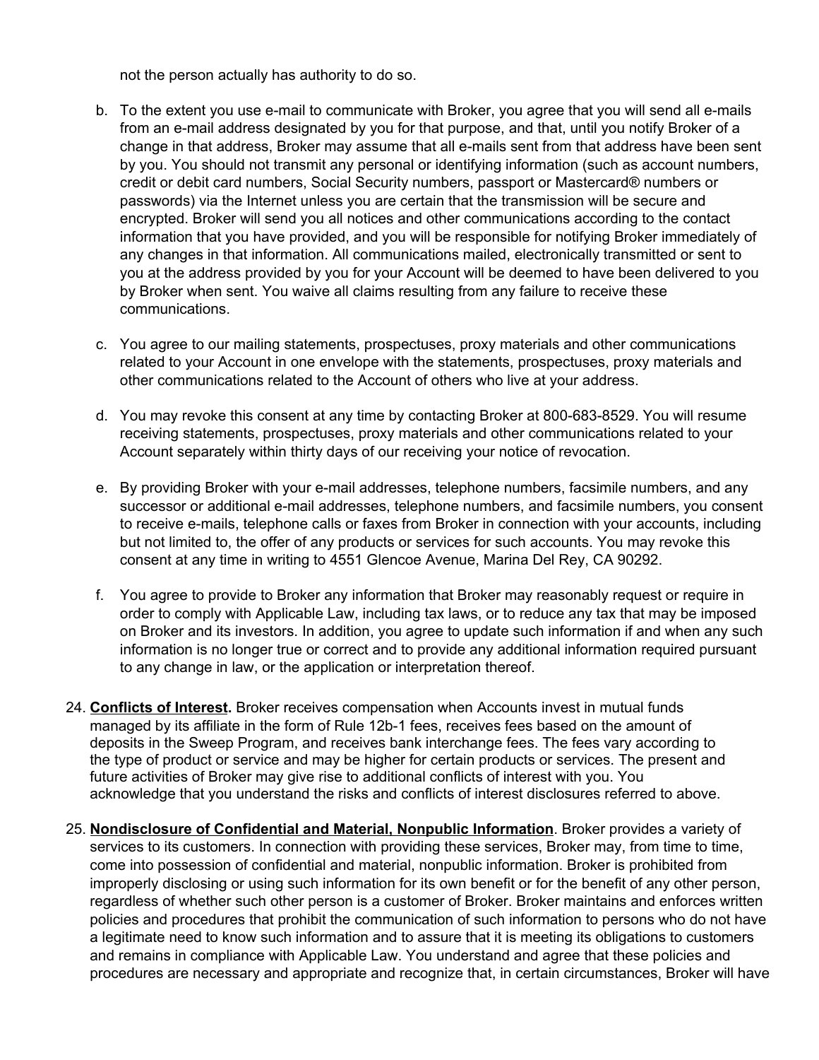not the person actually has authority to do so.

b. To the extent you use e-mail to communicate with Broker, you agree that you will send all e-mails from an e-mail address designated by you for that purpose, and that, until you notify Broker of a change in that address, Broker may assume that all e-mails sent from that address have been sent by you. You should not transmit any personal or identifying information (such as account numbers, credit or debit card numbers, Social Security numbers, passport or Mastercard® numbers or passwords) via the Internet unless you are certain that the transmission will be secure and encrypted. Broker will send you all notices and other communications according to the contact information that you have provided, and you will be responsible for notifying Broker immediately of any changes in that information. All communications mailed, electronically transmitted or sent to you at the address provided by you for your Account will be deemed to have been delivered to you by Broker when sent. You waive all claims resulting from any failure to receive these communications.

c. You agree to our mailing statements, prospectuses, proxy materials and other communications related to your Account in one envelope with the statements, prospectuses, proxy materials and other communications related to the Account of others who live at your address.

d. You may revoke this consent at any time by contacting Broker at 800-683-8529. You will resume receiving statements, prospectuses, proxy materials and other communications related to your Account separately within thirty days of our receiving your notice of revocation.

e. By providing Broker with your e-mail addresses, telephone numbers, facsimile numbers, and any successor or additional e-mail addresses, telephone numbers, and facsimile numbers, you consent to receive e-mails, telephone calls or faxes from Broker in connection with your accounts, including but not limited to, the offer of any products or services for such accounts. You may revoke this consent at any time in writing to 4551 Glencoe Avenue, Marina Del Rey, CA 90292.

f. You agree to provide to Broker any information that Broker may reasonably request or require in order to comply with Applicable Law, including tax laws, or to reduce any tax that may be imposed on Broker and its investors. In addition, you agree to update such information if and when any such information is no longer true or correct and to provide any additional information required pursuant to any change in law, or the application or interpretation thereof.

24. **Conflicts of Interest.** Broker receives compensation when Accounts invest in mutual funds managed by its affiliate in the form of Rule 12b-1 fees, receives fees based on the amount of deposits in the Sweep Program, and receives bank interchange fees. The fees vary according to the type of product or service and may be higher for certain products or services. The present and future activities of Broker may give rise to additional conflicts of interest with you. You acknowledge that you understand the risks and conflicts of interest disclosures referred to above.

25. **Nondisclosure of Confidential and Material, Nonpublic Information**. Broker provides a variety of services to its customers. In connection with providing these services, Broker may, from time to time, come into possession of confidential and material, nonpublic information. Broker is prohibited from improperly disclosing or using such information for its own benefit or for the benefit of any other person, regardless of whether such other person is a customer of Broker. Broker maintains and enforces written policies and procedures that prohibit the communication of such information to persons who do not have a legitimate need to know such information and to assure that it is meeting its obligations to customers and remains in compliance with Applicable Law. You understand and agree that these policies and procedures are necessary and appropriate and recognize that, in certain circumstances, Broker will have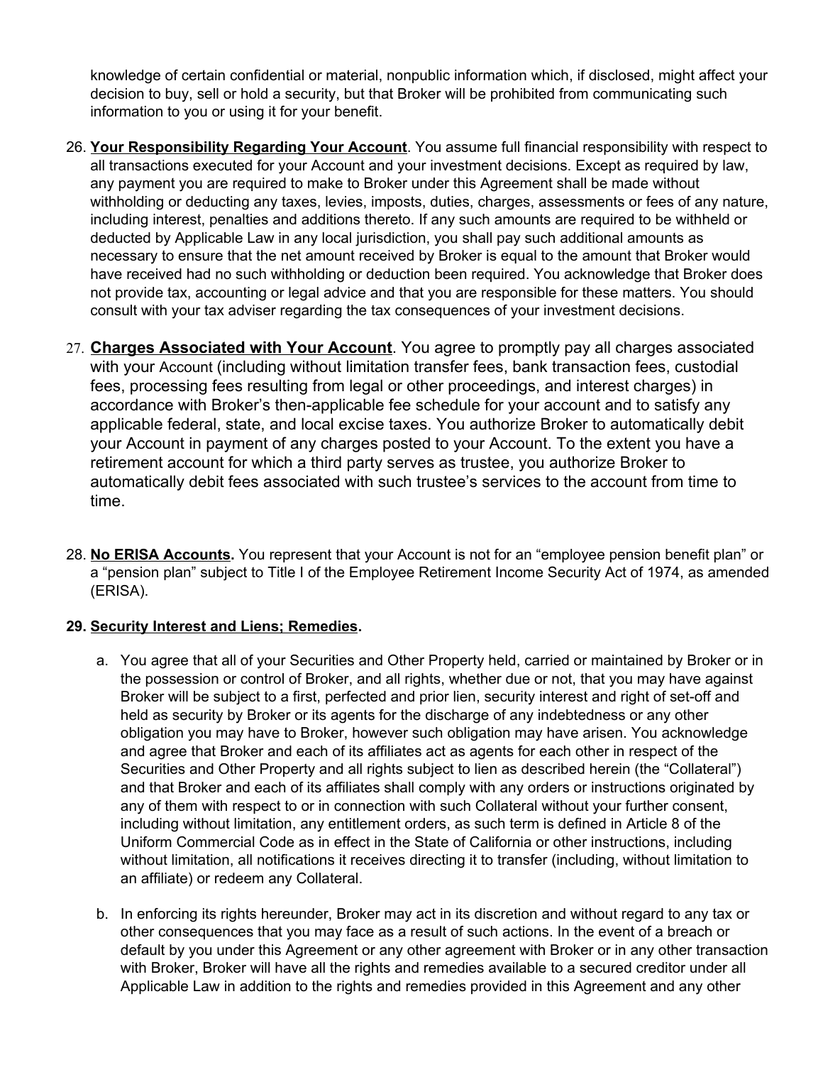knowledge of certain confidential or material, nonpublic information which, if disclosed, might affect your decision to buy, sell or hold a security, but that Broker will be prohibited from communicating such information to you or using it for your benefit.

26. **Your Responsibility Regarding Your Account**. You assume full financial responsibility with respect to all transactions executed for your Account and your investment decisions. Except as required by law, any payment you are required to make to Broker under this Agreement shall be made without withholding or deducting any taxes, levies, imposts, duties, charges, assessments or fees of any nature, including interest, penalties and additions thereto. If any such amounts are required to be withheld or deducted by Applicable Law in any local jurisdiction, you shall pay such additional amounts as necessary to ensure that the net amount received by Broker is equal to the amount that Broker would have received had no such withholding or deduction been required. You acknowledge that Broker does not provide tax, accounting or legal advice and that you are responsible for these matters. You should consult with your tax adviser regarding the tax consequences of your investment decisions.

27. **Charges Associated with Your Account**. You agree to promptly pay all charges associated with your Account (including without limitation transfer fees, bank transaction fees, custodial fees, processing fees resulting from legal or other proceedings, and interest charges) in accordance with Broker's then-applicable fee schedule for your account and to satisfy any applicable federal, state, and local excise taxes. You authorize Broker to automatically debit your Account in payment of any charges posted to your Account. To the extent you have a retirement account for which a third party serves as trustee, you authorize Broker to automatically debit fees associated with such trustee's services to the account from time to time.

28. **No ERISA Accounts.** You represent that your Account is not for an "employee pension benefit plan" or a "pension plan" subject to Title I of the Employee Retirement Income Security Act of 1974, as amended (ERISA).

29. **Security Interest and Liens; Remedies.**

   a. You agree that all of your Securities and Other Property held, carried or maintained by Broker or in the possession or control of Broker, and all rights, whether due or not, that you may have against Broker will be subject to a first, perfected and prior lien, security interest and right of set-off and held as security by Broker or its agents for the discharge of any indebtedness or any other obligation you may have to Broker, however such obligation may have arisen. You acknowledge and agree that Broker and each of its affiliates act as agents for each other in respect of the Securities and Other Property and all rights subject to lien as described herein (the "Collateral") and that Broker and each of its affiliates shall comply with any orders or instructions originated by any of them with respect to or in connection with such Collateral without your further consent, including without limitation, any entitlement orders, as such term is defined in Article 8 of the Uniform Commercial Code as in effect in the State of California or other instructions, including without limitation, all notifications it receives directing it to transfer (including, without limitation to an affiliate) or redeem any Collateral.

   b. In enforcing its rights hereunder, Broker may act in its discretion and without regard to any tax or other consequences that you may face as a result of such actions. In the event of a breach or default by you under this Agreement or any other agreement with Broker or in any other transaction with Broker, Broker will have all the rights and remedies available to a secured creditor under all Applicable Law in addition to the rights and remedies provided in this Agreement and any other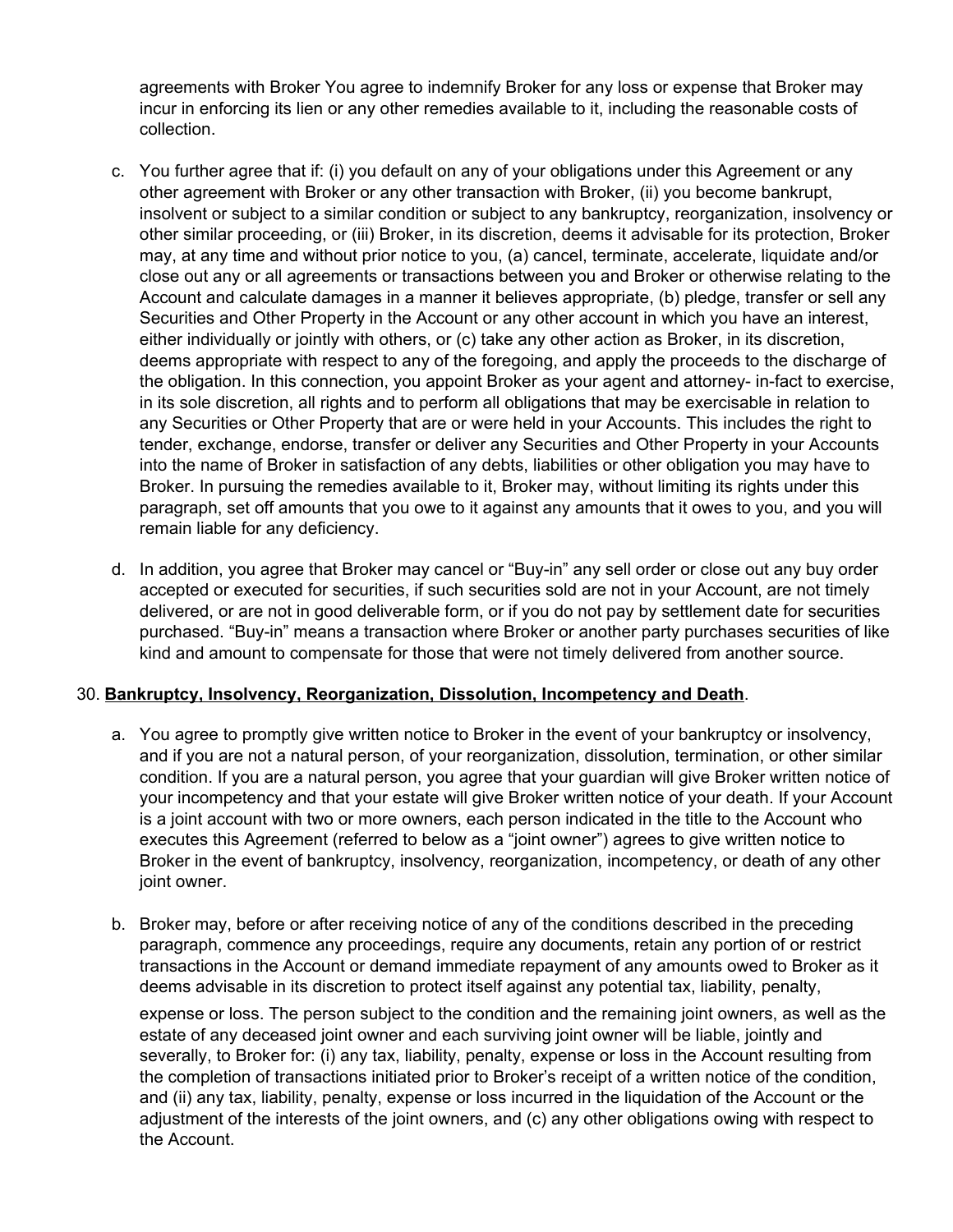agreements with Broker You agree to indemnify Broker for any loss or expense that Broker may incur in enforcing its lien or any other remedies available to it, including the reasonable costs of collection.

c. You further agree that if: (i) you default on any of your obligations under this Agreement or any other agreement with Broker or any other transaction with Broker, (ii) you become bankrupt, insolvent or subject to a similar condition or subject to any bankruptcy, reorganization, insolvency or other similar proceeding, or (iii) Broker, in its discretion, deems it advisable for its protection, Broker may, at any time and without prior notice to you, (a) cancel, terminate, accelerate, liquidate and/or close out any or all agreements or transactions between you and Broker or otherwise relating to the Account and calculate damages in a manner it believes appropriate, (b) pledge, transfer or sell any Securities and Other Property in the Account or any other account in which you have an interest, either individually or jointly with others, or (c) take any other action as Broker, in its discretion, deems appropriate with respect to any of the foregoing, and apply the proceeds to the discharge of the obligation. In this connection, you appoint Broker as your agent and attorney- in-fact to exercise, in its sole discretion, all rights and to perform all obligations that may be exercisable in relation to any Securities or Other Property that are or were held in your Accounts. This includes the right to tender, exchange, endorse, transfer or deliver any Securities and Other Property in your Accounts into the name of Broker in satisfaction of any debts, liabilities or other obligation you may have to Broker. In pursuing the remedies available to it, Broker may, without limiting its rights under this paragraph, set off amounts that you owe to it against any amounts that it owes to you, and you will remain liable for any deficiency.

d. In addition, you agree that Broker may cancel or "Buy-in" any sell order or close out any buy order accepted or executed for securities, if such securities sold are not in your Account, are not timely delivered, or are not in good deliverable form, or if you do not pay by settlement date for securities purchased. "Buy-in" means a transaction where Broker or another party purchases securities of like kind and amount to compensate for those that were not timely delivered from another source.

30. **Bankruptcy, Insolvency, Reorganization, Dissolution, Incompetency and Death**.

a. You agree to promptly give written notice to Broker in the event of your bankruptcy or insolvency, and if you are not a natural person, of your reorganization, dissolution, termination, or other similar condition. If you are a natural person, you agree that your guardian will give Broker written notice of your incompetency and that your estate will give Broker written notice of your death. If your Account is a joint account with two or more owners, each person indicated in the title to the Account who executes this Agreement (referred to below as a "joint owner") agrees to give written notice to Broker in the event of bankruptcy, insolvency, reorganization, incompetency, or death of any other joint owner.

b. Broker may, before or after receiving notice of any of the conditions described in the preceding paragraph, commence any proceedings, require any documents, retain any portion of or restrict transactions in the Account or demand immediate repayment of any amounts owed to Broker as it deems advisable in its discretion to protect itself against any potential tax, liability, penalty, expense or loss. The person subject to the condition and the remaining joint owners, as well as the estate of any deceased joint owner and each surviving joint owner will be liable, jointly and severally, to Broker for: (i) any tax, liability, penalty, expense or loss in the Account resulting from the completion of transactions initiated prior to Broker's receipt of a written notice of the condition, and (ii) any tax, liability, penalty, expense or loss incurred in the liquidation of the Account or the adjustment of the interests of the joint owners, and (c) any other obligations owing with respect to the Account.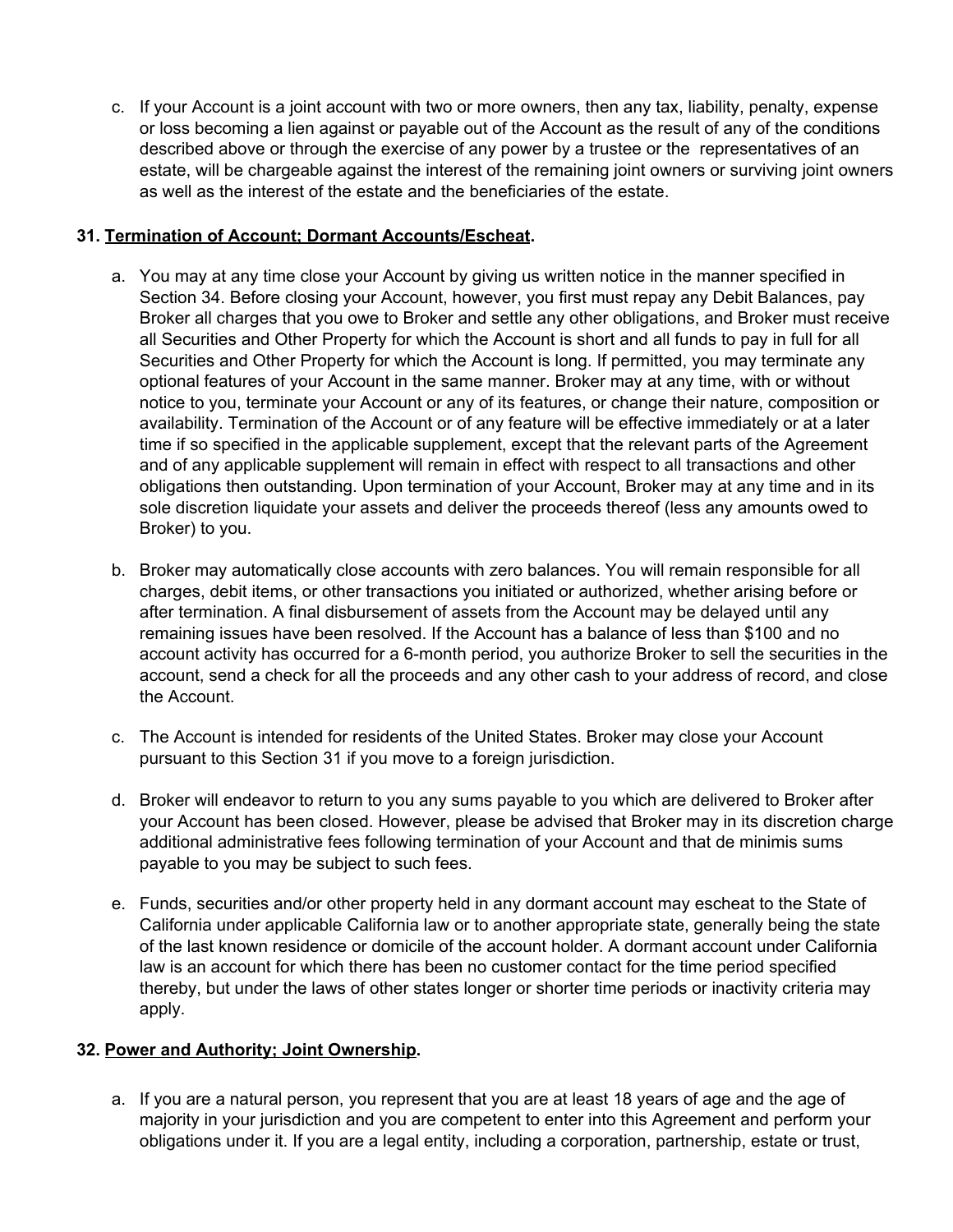c. If your Account is a joint account with two or more owners, then any tax, liability, penalty, expense or loss becoming a lien against or payable out of the Account as the result of any of the conditions described above or through the exercise of any power by a trustee or the representatives of an estate, will be chargeable against the interest of the remaining joint owners or surviving joint owners as well as the interest of the estate and the beneficiaries of the estate.

**31. Termination of Account; Dormant Accounts/Escheat.**

a. You may at any time close your Account by giving us written notice in the manner specified in Section 34. Before closing your Account, however, you first must repay any Debit Balances, pay Broker all charges that you owe to Broker and settle any other obligations, and Broker must receive all Securities and Other Property for which the Account is short and all funds to pay in full for all Securities and Other Property for which the Account is long. If permitted, you may terminate any optional features of your Account in the same manner. Broker may at any time, with or without notice to you, terminate your Account or any of its features, or change their nature, composition or availability. Termination of the Account or of any feature will be effective immediately or at a later time if so specified in the applicable supplement, except that the relevant parts of the Agreement and of any applicable supplement will remain in effect with respect to all transactions and other obligations then outstanding. Upon termination of your Account, Broker may at any time and in its sole discretion liquidate your assets and deliver the proceeds thereof (less any amounts owed to Broker) to you.

b. Broker may automatically close accounts with zero balances. You will remain responsible for all charges, debit items, or other transactions you initiated or authorized, whether arising before or after termination. A final disbursement of assets from the Account may be delayed until any remaining issues have been resolved. If the Account has a balance of less than $100 and no account activity has occurred for a 6-month period, you authorize Broker to sell the securities in the account, send a check for all the proceeds and any other cash to your address of record, and close the Account.

c. The Account is intended for residents of the United States. Broker may close your Account pursuant to this Section 31 if you move to a foreign jurisdiction.

d. Broker will endeavor to return to you any sums payable to you which are delivered to Broker after your Account has been closed. However, please be advised that Broker may in its discretion charge additional administrative fees following termination of your Account and that de minimis sums payable to you may be subject to such fees.

e. Funds, securities and/or other property held in any dormant account may escheat to the State of California under applicable California law or to another appropriate state, generally being the state of the last known residence or domicile of the account holder. A dormant account under California law is an account for which there has been no customer contact for the time period specified thereby, but under the laws of other states longer or shorter time periods or inactivity criteria may apply.

**32. Power and Authority; Joint Ownership.**

a. If you are a natural person, you represent that you are at least 18 years of age and the age of majority in your jurisdiction and you are competent to enter into this Agreement and perform your obligations under it. If you are a legal entity, including a corporation, partnership, estate or trust,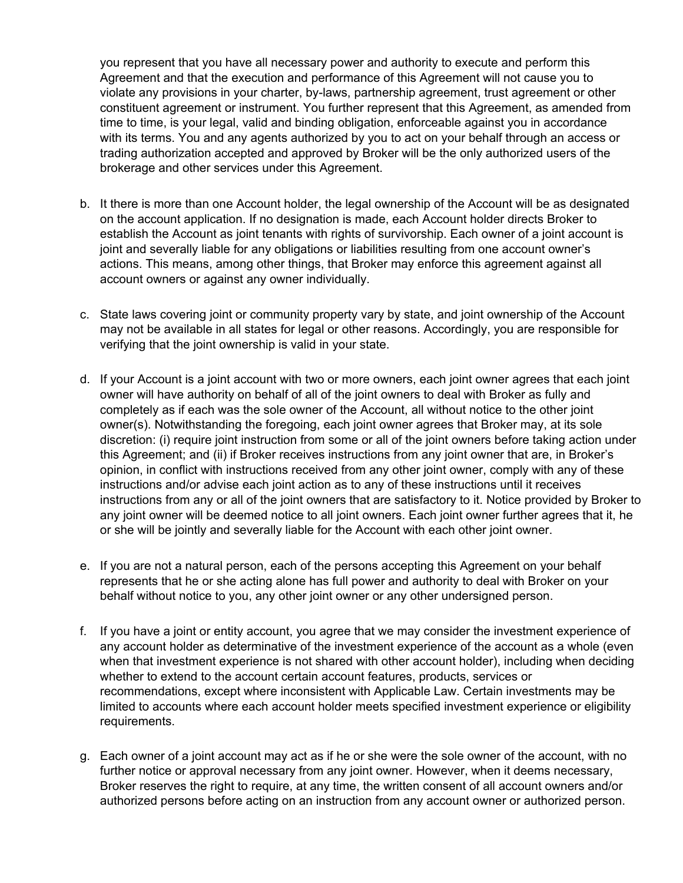you represent that you have all necessary power and authority to execute and perform this Agreement and that the execution and performance of this Agreement will not cause you to violate any provisions in your charter, by-laws, partnership agreement, trust agreement or other constituent agreement or instrument. You further represent that this Agreement, as amended from time to time, is your legal, valid and binding obligation, enforceable against you in accordance with its terms. You and any agents authorized by you to act on your behalf through an access or trading authorization accepted and approved by Broker will be the only authorized users of the brokerage and other services under this Agreement.

b. It there is more than one Account holder, the legal ownership of the Account will be as designated on the account application. If no designation is made, each Account holder directs Broker to establish the Account as joint tenants with rights of survivorship. Each owner of a joint account is joint and severally liable for any obligations or liabilities resulting from one account owner's actions. This means, among other things, that Broker may enforce this agreement against all account owners or against any owner individually.

c. State laws covering joint or community property vary by state, and joint ownership of the Account may not be available in all states for legal or other reasons. Accordingly, you are responsible for verifying that the joint ownership is valid in your state.

d. If your Account is a joint account with two or more owners, each joint owner agrees that each joint owner will have authority on behalf of all of the joint owners to deal with Broker as fully and completely as if each was the sole owner of the Account, all without notice to the other joint owner(s). Notwithstanding the foregoing, each joint owner agrees that Broker may, at its sole discretion: (i) require joint instruction from some or all of the joint owners before taking action under this Agreement; and (ii) if Broker receives instructions from any joint owner that are, in Broker's opinion, in conflict with instructions received from any other joint owner, comply with any of these instructions and/or advise each joint action as to any of these instructions until it receives instructions from any or all of the joint owners that are satisfactory to it. Notice provided by Broker to any joint owner will be deemed notice to all joint owners. Each joint owner further agrees that it, he or she will be jointly and severally liable for the Account with each other joint owner.

e. If you are not a natural person, each of the persons accepting this Agreement on your behalf represents that he or she acting alone has full power and authority to deal with Broker on your behalf without notice to you, any other joint owner or any other undersigned person.

f. If you have a joint or entity account, you agree that we may consider the investment experience of any account holder as determinative of the investment experience of the account as a whole (even when that investment experience is not shared with other account holder), including when deciding whether to extend to the account certain account features, products, services or recommendations, except where inconsistent with Applicable Law. Certain investments may be limited to accounts where each account holder meets specified investment experience or eligibility requirements.

g. Each owner of a joint account may act as if he or she were the sole owner of the account, with no further notice or approval necessary from any joint owner. However, when it deems necessary, Broker reserves the right to require, at any time, the written consent of all account owners and/or authorized persons before acting on an instruction from any account owner or authorized person.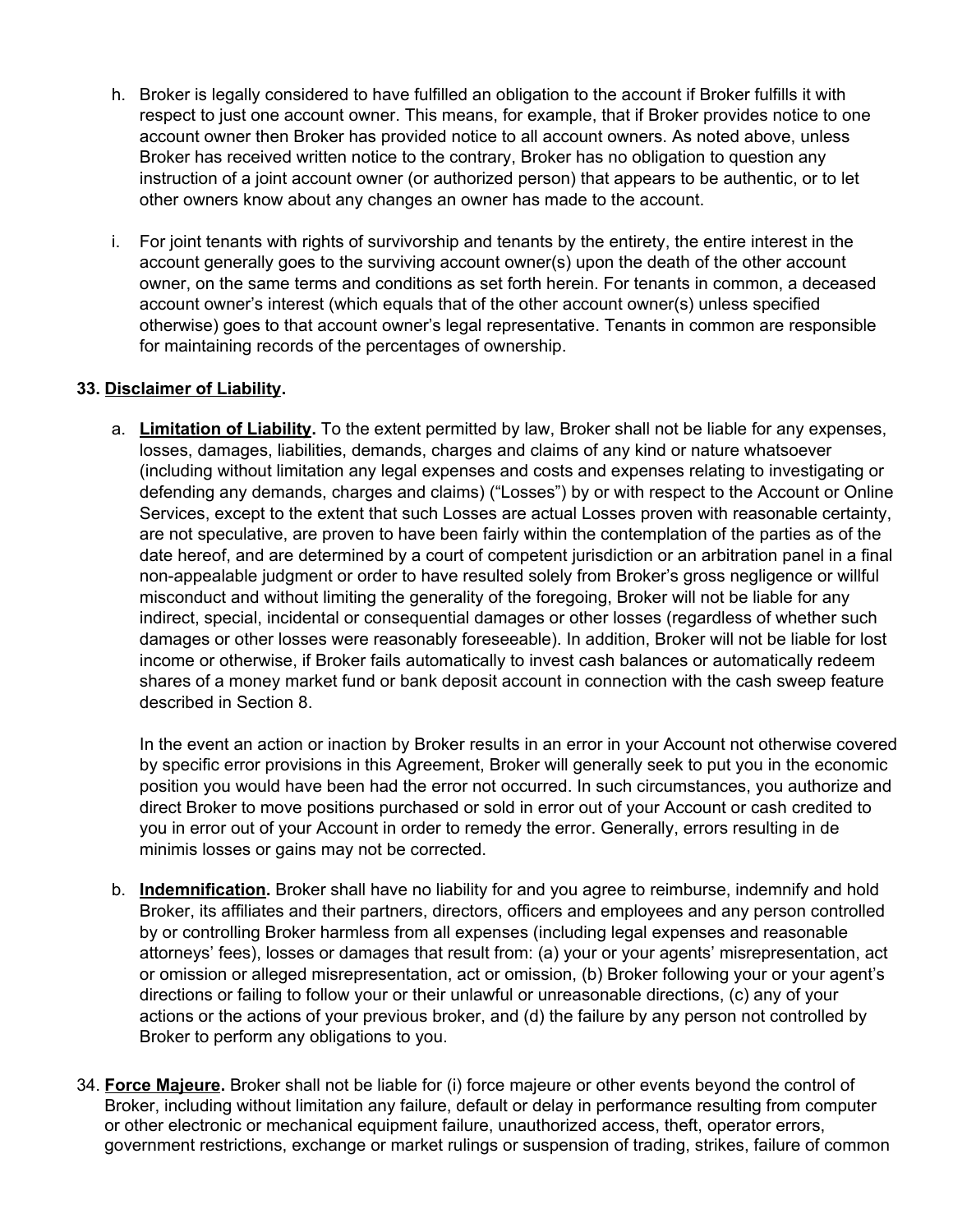h. Broker is legally considered to have fulfilled an obligation to the account if Broker fulfills it with respect to just one account owner. This means, for example, that if Broker provides notice to one account owner then Broker has provided notice to all account owners. As noted above, unless Broker has received written notice to the contrary, Broker has no obligation to question any instruction of a joint account owner (or authorized person) that appears to be authentic, or to let other owners know about any changes an owner has made to the account.

i. For joint tenants with rights of survivorship and tenants by the entirety, the entire interest in the account generally goes to the surviving account owner(s) upon the death of the other account owner, on the same terms and conditions as set forth herein. For tenants in common, a deceased account owner's interest (which equals that of the other account owner(s) unless specified otherwise) goes to that account owner's legal representative. Tenants in common are responsible for maintaining records of the percentages of ownership.

**33. <u>Disclaimer of Liability</u>.**

a. **<u>Limitation of Liability</u>.** To the extent permitted by law, Broker shall not be liable for any expenses, losses, damages, liabilities, demands, charges and claims of any kind or nature whatsoever (including without limitation any legal expenses and costs and expenses relating to investigating or defending any demands, charges and claims) ("Losses") by or with respect to the Account or Online Services, except to the extent that such Losses are actual Losses proven with reasonable certainty, are not speculative, are proven to have been fairly within the contemplation of the parties as of the date hereof, and are determined by a court of competent jurisdiction or an arbitration panel in a final non-appealable judgment or order to have resulted solely from Broker's gross negligence or willful misconduct and without limiting the generality of the foregoing, Broker will not be liable for any indirect, special, incidental or consequential damages or other losses (regardless of whether such damages or other losses were reasonably foreseeable). In addition, Broker will not be liable for lost income or otherwise, if Broker fails automatically to invest cash balances or automatically redeem shares of a money market fund or bank deposit account in connection with the cash sweep feature described in Section 8.

   In the event an action or inaction by Broker results in an error in your Account not otherwise covered by specific error provisions in this Agreement, Broker will generally seek to put you in the economic position you would have been had the error not occurred. In such circumstances, you authorize and direct Broker to move positions purchased or sold in error out of your Account or cash credited to you in error out of your Account in order to remedy the error. Generally, errors resulting in de minimis losses or gains may not be corrected.

b. **<u>Indemnification</u>.** Broker shall have no liability for and you agree to reimburse, indemnify and hold Broker, its affiliates and their partners, directors, officers and employees and any person controlled by or controlling Broker harmless from all expenses (including legal expenses and reasonable attorneys' fees), losses or damages that result from: (a) your or your agents' misrepresentation, act or omission or alleged misrepresentation, act or omission, (b) Broker following your or your agent's directions or failing to follow your or their unlawful or unreasonable directions, (c) any of your actions or the actions of your previous broker, and (d) the failure by any person not controlled by Broker to perform any obligations to you.

34. **<u>Force Majeure</u>.** Broker shall not be liable for (i) force majeure or other events beyond the control of Broker, including without limitation any failure, default or delay in performance resulting from computer or other electronic or mechanical equipment failure, unauthorized access, theft, operator errors, government restrictions, exchange or market rulings or suspension of trading, strikes, failure of common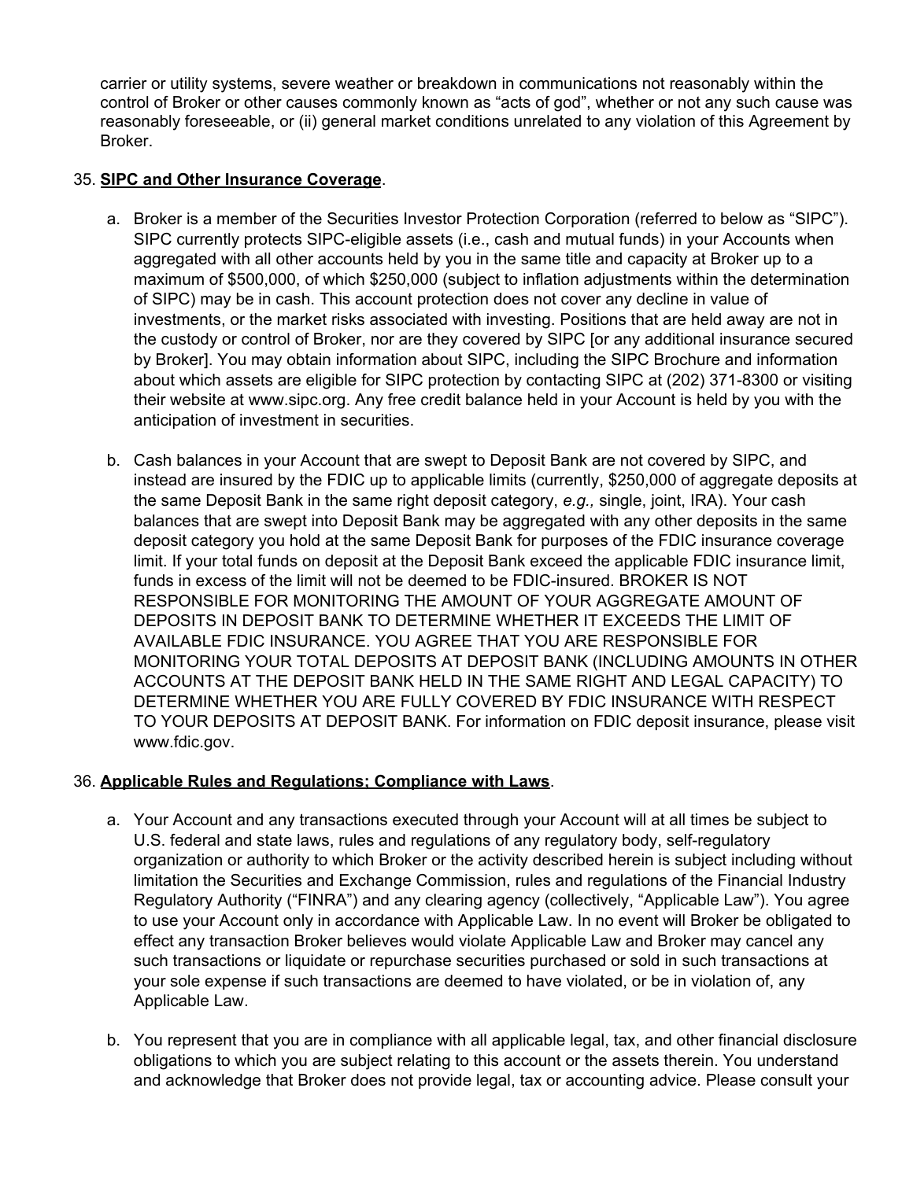carrier or utility systems, severe weather or breakdown in communications not reasonably within the control of Broker or other causes commonly known as “acts of god”, whether or not any such cause was reasonably foreseeable, or (ii) general market conditions unrelated to any violation of this Agreement by Broker.

35. **SIPC and Other Insurance Coverage**.

    a. Broker is a member of the Securities Investor Protection Corporation (referred to below as “SIPC”). SIPC currently protects SIPC-eligible assets (i.e., cash and mutual funds) in your Accounts when aggregated with all other accounts held by you in the same title and capacity at Broker up to a maximum of $500,000, of which $250,000 (subject to inflation adjustments within the determination of SIPC) may be in cash. This account protection does not cover any decline in value of investments, or the market risks associated with investing. Positions that are held away are not in the custody or control of Broker, nor are they covered by SIPC [or any additional insurance secured by Broker]. You may obtain information about SIPC, including the SIPC Brochure and information about which assets are eligible for SIPC protection by contacting SIPC at (202) 371-8300 or visiting their website at www.sipc.org. Any free credit balance held in your Account is held by you with the anticipation of investment in securities.

    b. Cash balances in your Account that are swept to Deposit Bank are not covered by SIPC, and instead are insured by the FDIC up to applicable limits (currently, $250,000 of aggregate deposits at the same Deposit Bank in the same right deposit category, *e.g.,* single, joint, IRA). Your cash balances that are swept into Deposit Bank may be aggregated with any other deposits in the same deposit category you hold at the same Deposit Bank for purposes of the FDIC insurance coverage limit. If your total funds on deposit at the Deposit Bank exceed the applicable FDIC insurance limit, funds in excess of the limit will not be deemed to be FDIC-insured. BROKER IS NOT RESPONSIBLE FOR MONITORING THE AMOUNT OF YOUR AGGREGATE AMOUNT OF DEPOSITS IN DEPOSIT BANK TO DETERMINE WHETHER IT EXCEEDS THE LIMIT OF AVAILABLE FDIC INSURANCE. YOU AGREE THAT YOU ARE RESPONSIBLE FOR MONITORING YOUR TOTAL DEPOSITS AT DEPOSIT BANK (INCLUDING AMOUNTS IN OTHER ACCOUNTS AT THE DEPOSIT BANK HELD IN THE SAME RIGHT AND LEGAL CAPACITY) TO DETERMINE WHETHER YOU ARE FULLY COVERED BY FDIC INSURANCE WITH RESPECT TO YOUR DEPOSITS AT DEPOSIT BANK. For information on FDIC deposit insurance, please visit www.fdic.gov.

36. **Applicable Rules and Regulations; Compliance with Laws**.

    a. Your Account and any transactions executed through your Account will at all times be subject to U.S. federal and state laws, rules and regulations of any regulatory body, self-regulatory organization or authority to which Broker or the activity described herein is subject including without limitation the Securities and Exchange Commission, rules and regulations of the Financial Industry Regulatory Authority (“FINRA”) and any clearing agency (collectively, “Applicable Law”). You agree to use your Account only in accordance with Applicable Law. In no event will Broker be obligated to effect any transaction Broker believes would violate Applicable Law and Broker may cancel any such transactions or liquidate or repurchase securities purchased or sold in such transactions at your sole expense if such transactions are deemed to have violated, or be in violation of, any Applicable Law.

    b. You represent that you are in compliance with all applicable legal, tax, and other financial disclosure obligations to which you are subject relating to this account or the assets therein. You understand and acknowledge that Broker does not provide legal, tax or accounting advice. Please consult your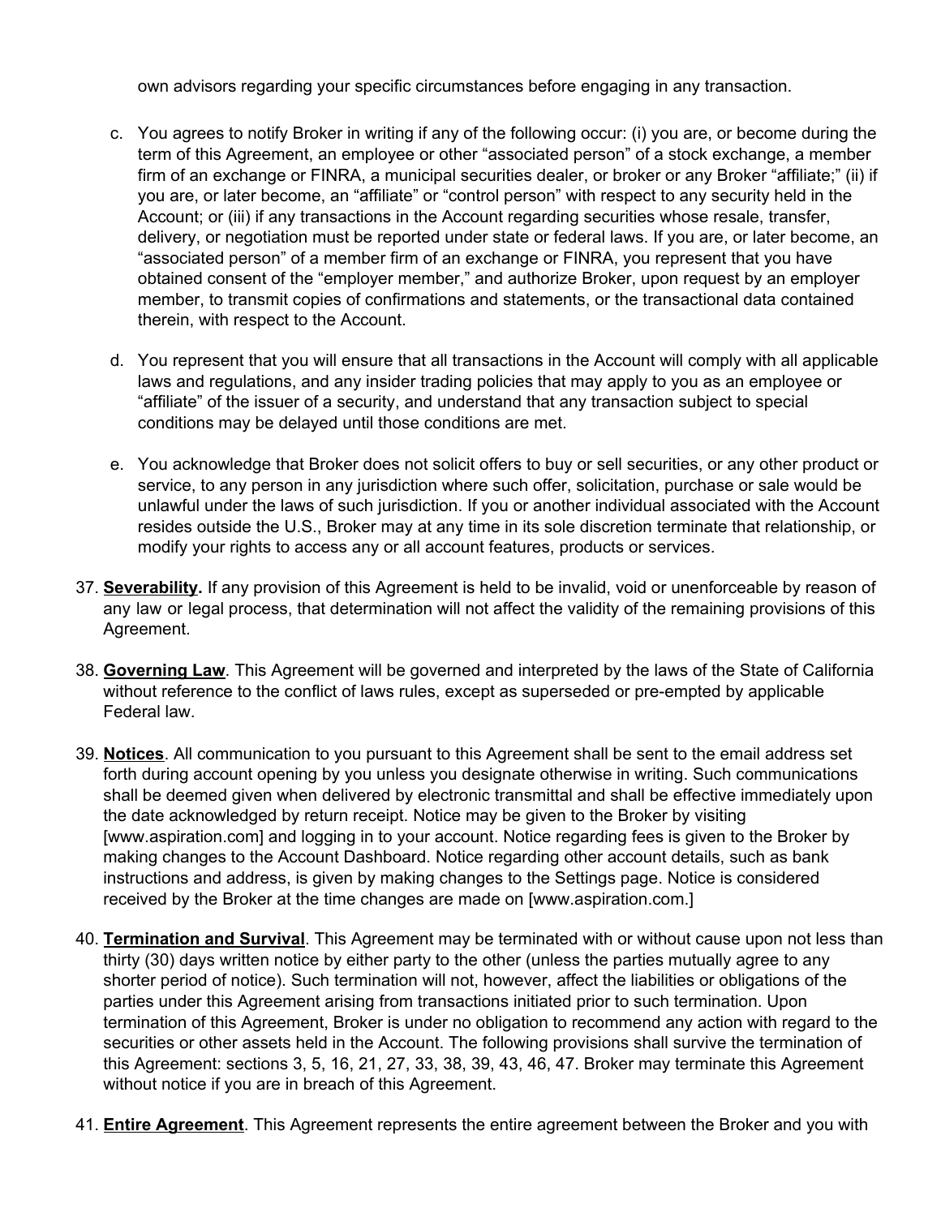own advisors regarding your specific circumstances before engaging in any transaction.

c. You agrees to notify Broker in writing if any of the following occur: (i) you are, or become during the term of this Agreement, an employee or other "associated person" of a stock exchange, a member firm of an exchange or FINRA, a municipal securities dealer, or broker or any Broker "affiliate;" (ii) if you are, or later become, an "affiliate" or "control person" with respect to any security held in the Account; or (iii) if any transactions in the Account regarding securities whose resale, transfer, delivery, or negotiation must be reported under state or federal laws. If you are, or later become, an "associated person" of a member firm of an exchange or FINRA, you represent that you have obtained consent of the "employer member," and authorize Broker, upon request by an employer member, to transmit copies of confirmations and statements, or the transactional data contained therein, with respect to the Account.

d. You represent that you will ensure that all transactions in the Account will comply with all applicable laws and regulations, and any insider trading policies that may apply to you as an employee or "affiliate" of the issuer of a security, and understand that any transaction subject to special conditions may be delayed until those conditions are met.

e. You acknowledge that Broker does not solicit offers to buy or sell securities, or any other product or service, to any person in any jurisdiction where such offer, solicitation, purchase or sale would be unlawful under the laws of such jurisdiction. If you or another individual associated with the Account resides outside the U.S., Broker may at any time in its sole discretion terminate that relationship, or modify your rights to access any or all account features, products or services.

37. **<u>Severability</u>.** If any provision of this Agreement is held to be invalid, void or unenforceable by reason of any law or legal process, that determination will not affect the validity of the remaining provisions of this Agreement.

38. **<u>Governing Law</u>**. This Agreement will be governed and interpreted by the laws of the State of California without reference to the conflict of laws rules, except as superseded or pre-empted by applicable Federal law.

39. **<u>Notices</u>**. All communication to you pursuant to this Agreement shall be sent to the email address set forth during account opening by you unless you designate otherwise in writing. Such communications shall be deemed given when delivered by electronic transmittal and shall be effective immediately upon the date acknowledged by return receipt. Notice may be given to the Broker by visiting [www.aspiration.com] and logging in to your account. Notice regarding fees is given to the Broker by making changes to the Account Dashboard. Notice regarding other account details, such as bank instructions and address, is given by making changes to the Settings page. Notice is considered received by the Broker at the time changes are made on [www.aspiration.com.]

40. **<u>Termination and Survival</u>**. This Agreement may be terminated with or without cause upon not less than thirty (30) days written notice by either party to the other (unless the parties mutually agree to any shorter period of notice). Such termination will not, however, affect the liabilities or obligations of the parties under this Agreement arising from transactions initiated prior to such termination. Upon termination of this Agreement, Broker is under no obligation to recommend any action with regard to the securities or other assets held in the Account. The following provisions shall survive the termination of this Agreement: sections 3, 5, 16, 21, 27, 33, 38, 39, 43, 46, 47. Broker may terminate this Agreement without notice if you are in breach of this Agreement.

41. **<u>Entire Agreement</u>**. This Agreement represents the entire agreement between the Broker and you with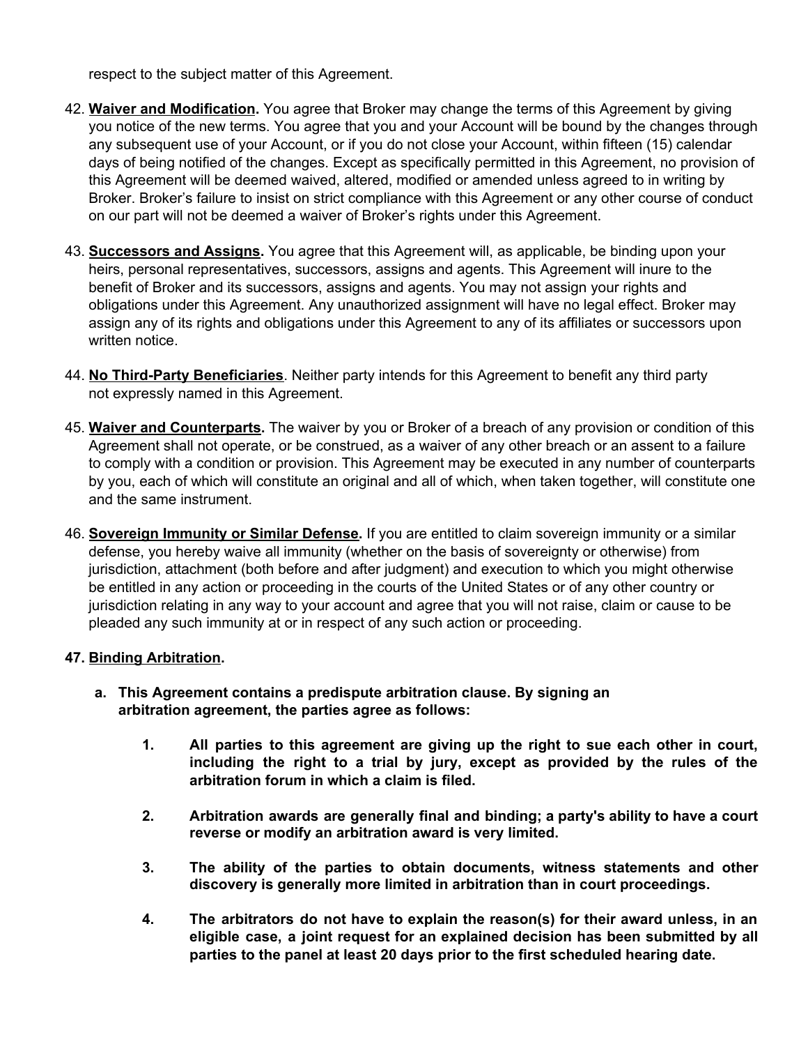respect to the subject matter of this Agreement.

42. **<u>Waiver and Modification</u>.** You agree that Broker may change the terms of this Agreement by giving you notice of the new terms. You agree that you and your Account will be bound by the changes through any subsequent use of your Account, or if you do not close your Account, within fifteen (15) calendar days of being notified of the changes. Except as specifically permitted in this Agreement, no provision of this Agreement will be deemed waived, altered, modified or amended unless agreed to in writing by Broker. Broker's failure to insist on strict compliance with this Agreement or any other course of conduct on our part will not be deemed a waiver of Broker's rights under this Agreement.

43. **<u>Successors and Assigns</u>.** You agree that this Agreement will, as applicable, be binding upon your heirs, personal representatives, successors, assigns and agents. This Agreement will inure to the benefit of Broker and its successors, assigns and agents. You may not assign your rights and obligations under this Agreement. Any unauthorized assignment will have no legal effect. Broker may assign any of its rights and obligations under this Agreement to any of its affiliates or successors upon written notice.

44. **<u>No Third-Party Beneficiaries</u>**. Neither party intends for this Agreement to benefit any third party not expressly named in this Agreement.

45. **<u>Waiver and Counterparts</u>.** The waiver by you or Broker of a breach of any provision or condition of this Agreement shall not operate, or be construed, as a waiver of any other breach or an assent to a failure to comply with a condition or provision. This Agreement may be executed in any number of counterparts by you, each of which will constitute an original and all of which, when taken together, will constitute one and the same instrument.

46. **<u>Sovereign Immunity or Similar Defense</u>.** If you are entitled to claim sovereign immunity or a similar defense, you hereby waive all immunity (whether on the basis of sovereignty or otherwise) from jurisdiction, attachment (both before and after judgment) and execution to which you might otherwise be entitled in any action or proceeding in the courts of the United States or of any other country or jurisdiction relating in any way to your account and agree that you will not raise, claim or cause to be pleaded any such immunity at or in respect of any such action or proceeding.

**47. <u>Binding Arbitration</u>.**

**a. This Agreement contains a predispute arbitration clause. By signing an arbitration agreement, the parties agree as follows:**

1. **All parties to this agreement are giving up the right to sue each other in court, including the right to a trial by jury, except as provided by the rules of the arbitration forum in which a claim is filed.**

2. **Arbitration awards are generally final and binding; a party's ability to have a court reverse or modify an arbitration award is very limited.**

3. **The ability of the parties to obtain documents, witness statements and other discovery is generally more limited in arbitration than in court proceedings.**

4. **The arbitrators do not have to explain the reason(s) for their award unless, in an eligible case, a joint request for an explained decision has been submitted by all parties to the panel at least 20 days prior to the first scheduled hearing date.**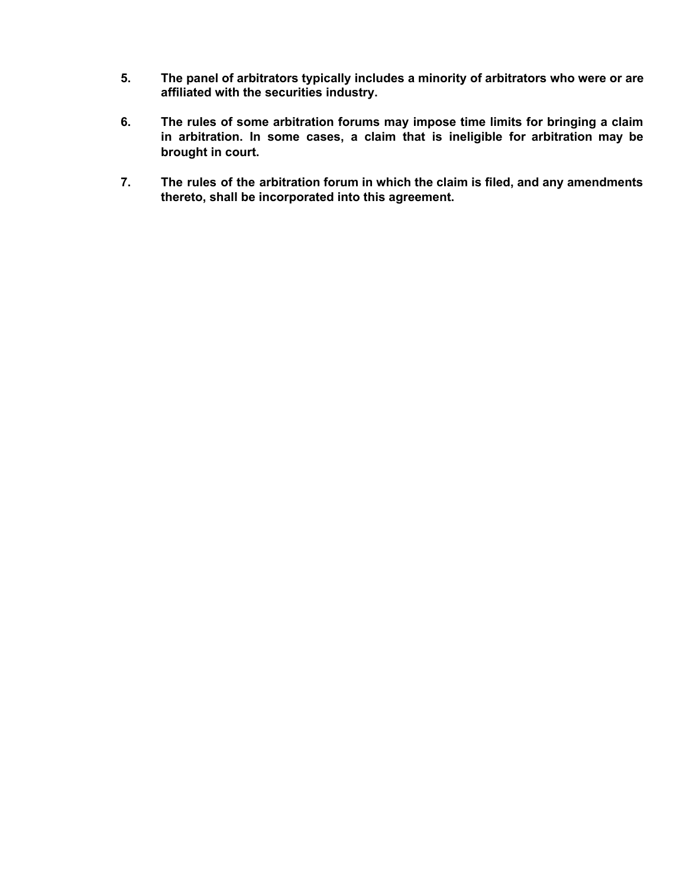5. **The panel of arbitrators typically includes a minority of arbitrators who were or are affiliated with the securities industry.**

6. **The rules of some arbitration forums may impose time limits for bringing a claim in arbitration. In some cases, a claim that is ineligible for arbitration may be brought in court.**

7. **The rules of the arbitration forum in which the claim is filed, and any amendments thereto, shall be incorporated into this agreement.**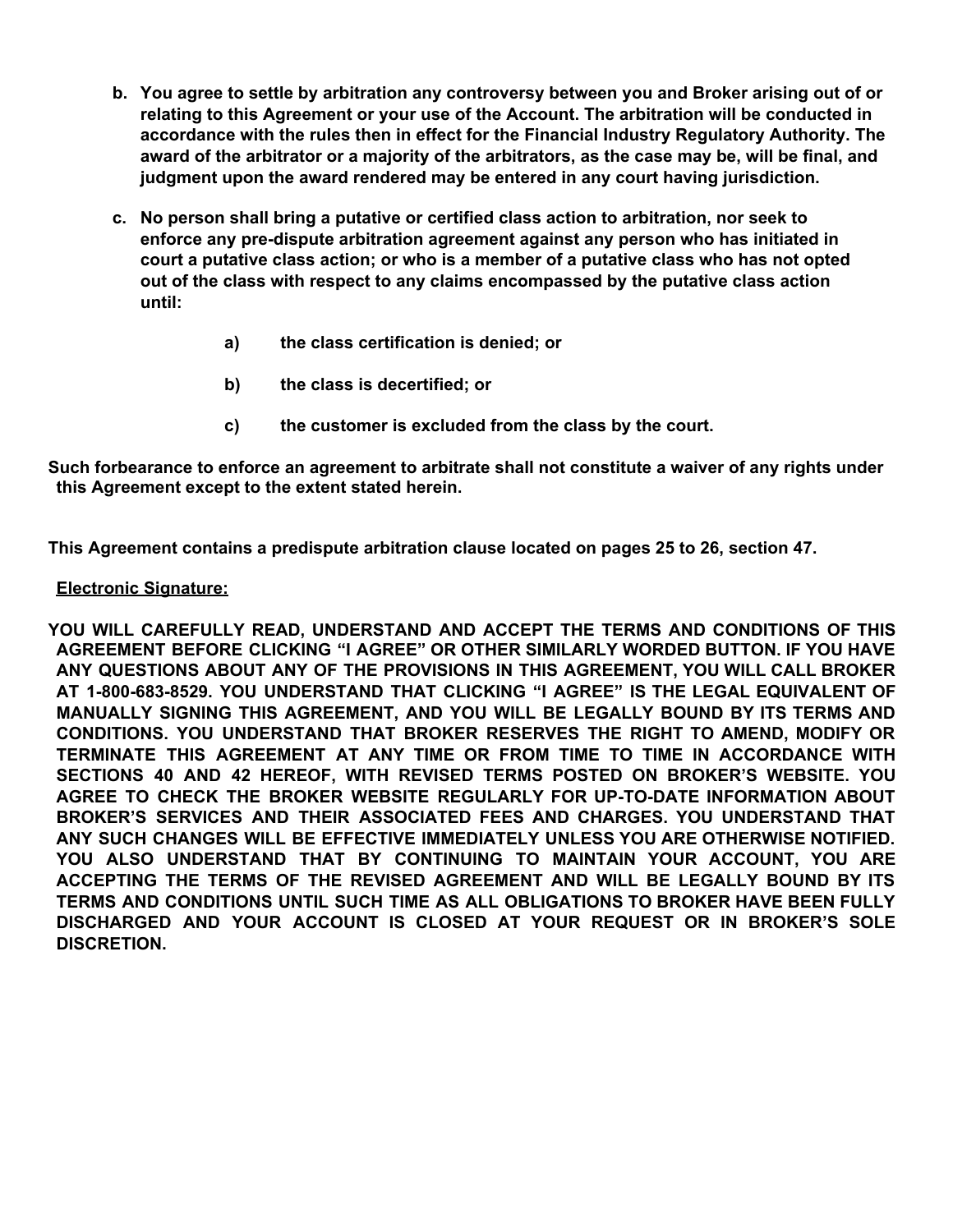**b. You agree to settle by arbitration any controversy between you and Broker arising out of or relating to this Agreement or your use of the Account. The arbitration will be conducted in accordance with the rules then in effect for the Financial Industry Regulatory Authority. The award of the arbitrator or a majority of the arbitrators, as the case may be, will be final, and judgment upon the award rendered may be entered in any court having jurisdiction.**

**c. No person shall bring a putative or certified class action to arbitration, nor seek to enforce any pre-dispute arbitration agreement against any person who has initiated in court a putative class action; or who is a member of a putative class who has not opted out of the class with respect to any claims encompassed by the putative class action until:**

> **a) the class certification is denied; or**
>
> **b) the class is decertified; or**
>
> **c) the customer is excluded from the class by the court.**

**Such forbearance to enforce an agreement to arbitrate shall not constitute a waiver of any rights under this Agreement except to the extent stated herein.**

**This Agreement contains a predispute arbitration clause located on pages 25 to 26, section 47.**

**<u>Electronic Signature:</u>**

**YOU WILL CAREFULLY READ, UNDERSTAND AND ACCEPT THE TERMS AND CONDITIONS OF THIS AGREEMENT BEFORE CLICKING "I AGREE" OR OTHER SIMILARLY WORDED BUTTON. IF YOU HAVE ANY QUESTIONS ABOUT ANY OF THE PROVISIONS IN THIS AGREEMENT, YOU WILL CALL BROKER AT 1-800-683-8529. YOU UNDERSTAND THAT CLICKING "I AGREE" IS THE LEGAL EQUIVALENT OF MANUALLY SIGNING THIS AGREEMENT, AND YOU WILL BE LEGALLY BOUND BY ITS TERMS AND CONDITIONS. YOU UNDERSTAND THAT BROKER RESERVES THE RIGHT TO AMEND, MODIFY OR TERMINATE THIS AGREEMENT AT ANY TIME OR FROM TIME TO TIME IN ACCORDANCE WITH SECTIONS 40 AND 42 HEREOF, WITH REVISED TERMS POSTED ON BROKER'S WEBSITE. YOU AGREE TO CHECK THE BROKER WEBSITE REGULARLY FOR UP-TO-DATE INFORMATION ABOUT BROKER'S SERVICES AND THEIR ASSOCIATED FEES AND CHARGES. YOU UNDERSTAND THAT ANY SUCH CHANGES WILL BE EFFECTIVE IMMEDIATELY UNLESS YOU ARE OTHERWISE NOTIFIED. YOU ALSO UNDERSTAND THAT BY CONTINUING TO MAINTAIN YOUR ACCOUNT, YOU ARE ACCEPTING THE TERMS OF THE REVISED AGREEMENT AND WILL BE LEGALLY BOUND BY ITS TERMS AND CONDITIONS UNTIL SUCH TIME AS ALL OBLIGATIONS TO BROKER HAVE BEEN FULLY DISCHARGED AND YOUR ACCOUNT IS CLOSED AT YOUR REQUEST OR IN BROKER'S SOLE DISCRETION.**